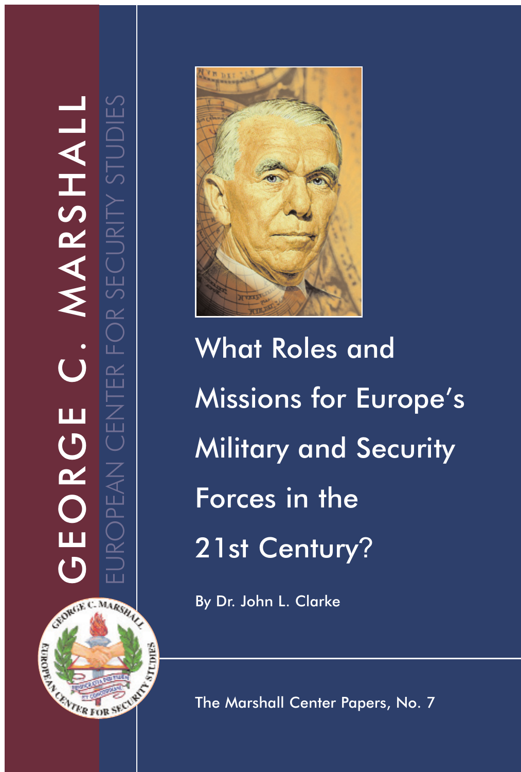GEORGE C. MARSHALL

EUROPEAN CENTER FOR SECURITY STUDIES

# What Roles and Missions for Europe's Military and Security Forces in the 21st Century?

By Dr. John L. Clarke

The Marshall Center Papers, No. 7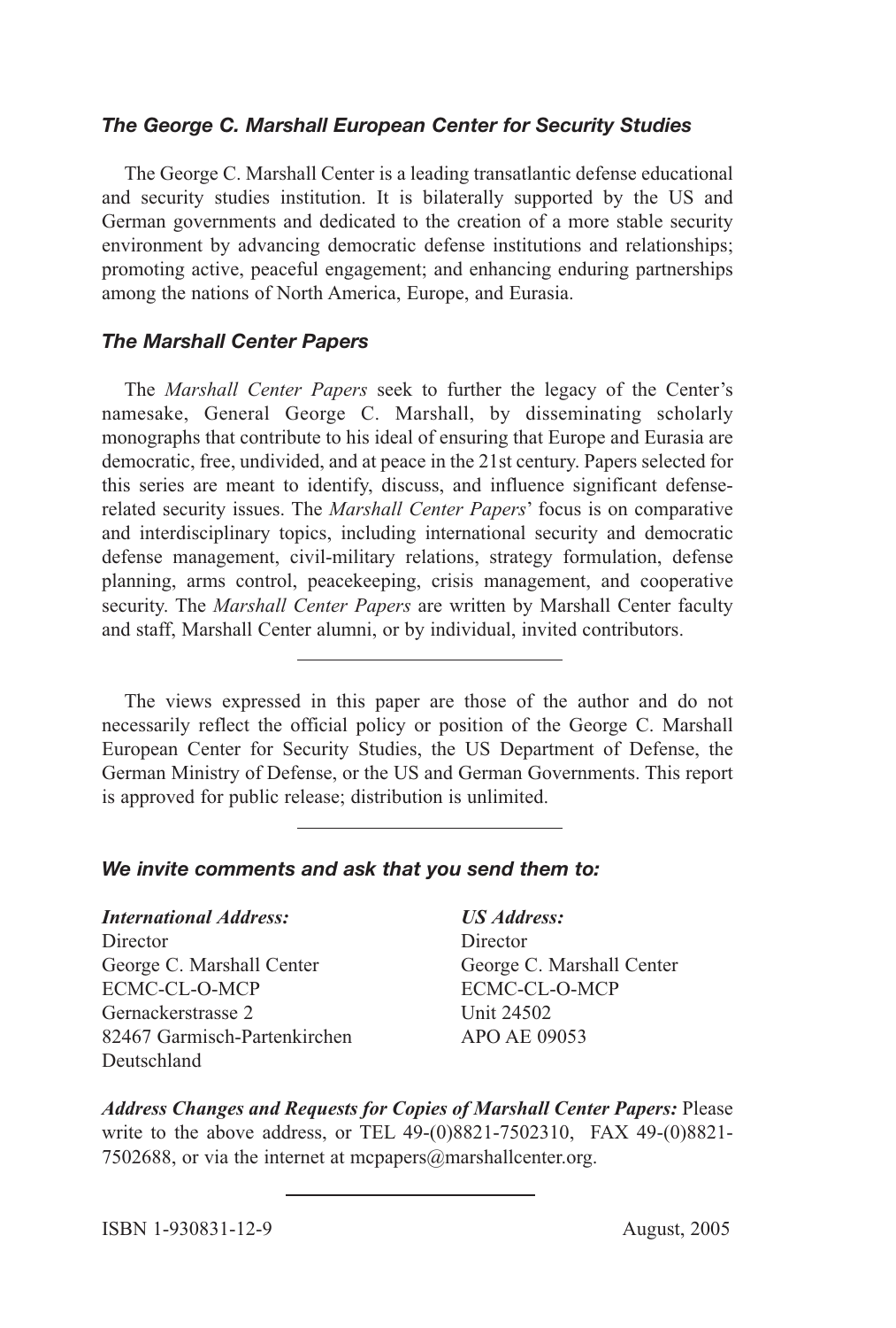### *The George C. Marshall European Center for Security Studies*

The George C. Marshall Center is a leading transatlantic defense educational and security studies institution. It is bilaterally supported by the US and German governments and dedicated to the creation of a more stable security environment by advancing democratic defense institutions and relationships; promoting active, peaceful engagement; and enhancing enduring partnerships among the nations of North America, Europe, and Eurasia.

### *The Marshall Center Papers*

The *Marshall Center Papers* seek to further the legacy of the Center's namesake, General George C. Marshall, by disseminating scholarly monographs that contribute to his ideal of ensuring that Europe and Eurasia are democratic, free, undivided, and at peace in the 21st century. Papers selected for this series are meant to identify, discuss, and influence significant defense-related security issues. The *Marshall Center Papers*' focus is on comparative and interdisciplinary topics, including international security and democratic defense management, civil-military relations, strategy formulation, defense planning, arms control, peacekeeping, crisis management, and cooperative security. The *Marshall Center Papers* are written by Marshall Center faculty and staff, Marshall Center alumni, or by individual, invited contributors.

---

The views expressed in this paper are those of the author and do not necessarily reflect the official policy or position of the George C. Marshall European Center for Security Studies, the US Department of Defense, the German Ministry of Defense, or the US and German Governments. This report is approved for public release; distribution is unlimited.

---

### *We invite comments and ask that you send them to:*

***International Address:***
Director
George C. Marshall Center
ECMC-CL-O-MCP
Gernackerstrasse 2
82467 Garmisch-Partenkirchen
Deutschland

***US Address:***
Director
George C. Marshall Center
ECMC-CL-O-MCP
Unit 24502
APO AE 09053

***Address Changes and Requests for Copies of Marshall Center Papers:*** Please write to the above address, or TEL 49-(0)8821-7502310, FAX 49-(0)8821-7502688, or via the internet at mcpapers@marshallcenter.org.

---

ISBN 1-930831-12-9

August, 2005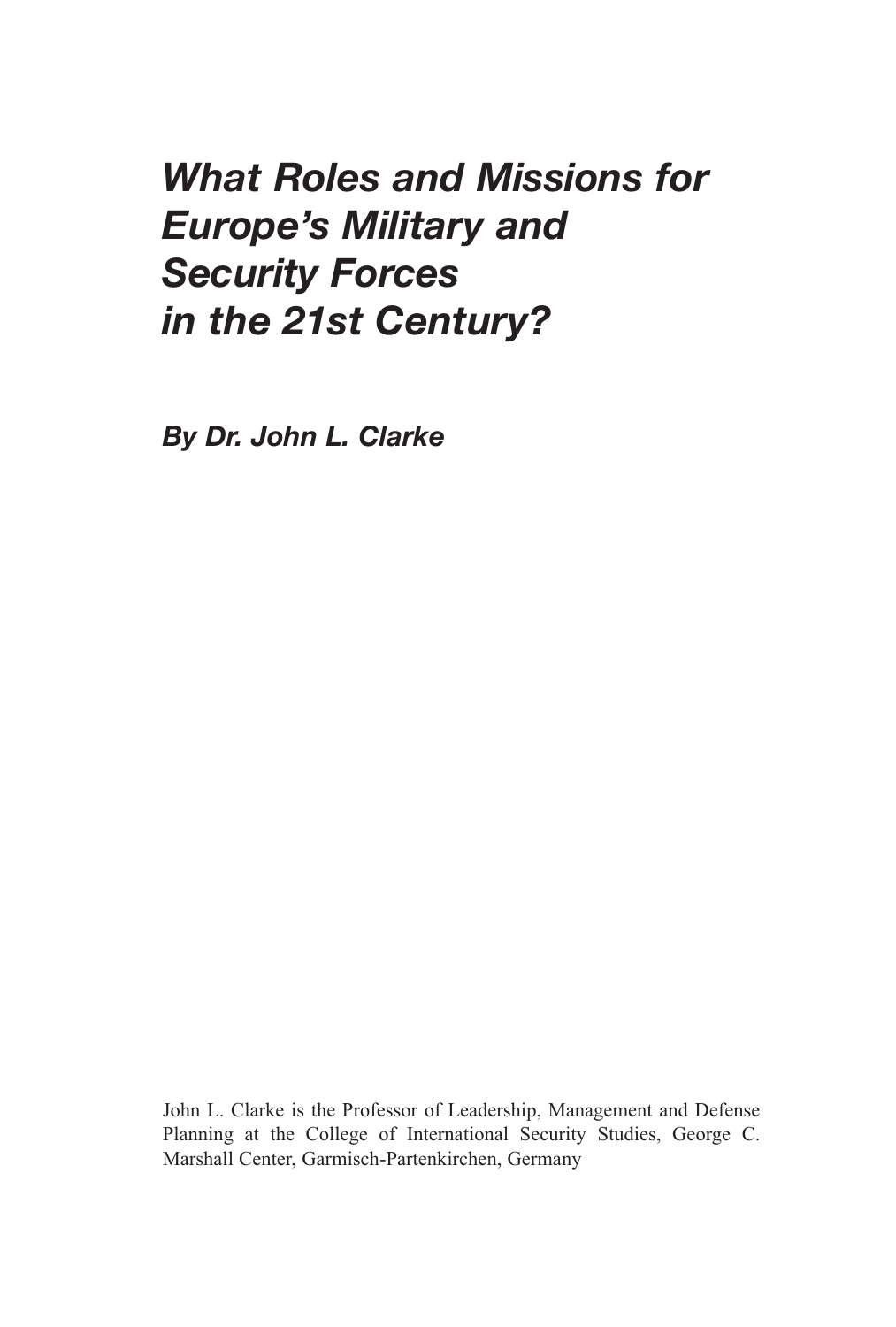# *What Roles and Missions for Europe's Military and Security Forces in the 21st Century?*

***By Dr. John L. Clarke***

John L. Clarke is the Professor of Leadership, Management and Defense Planning at the College of International Security Studies, George C. Marshall Center, Garmisch-Partenkirchen, Germany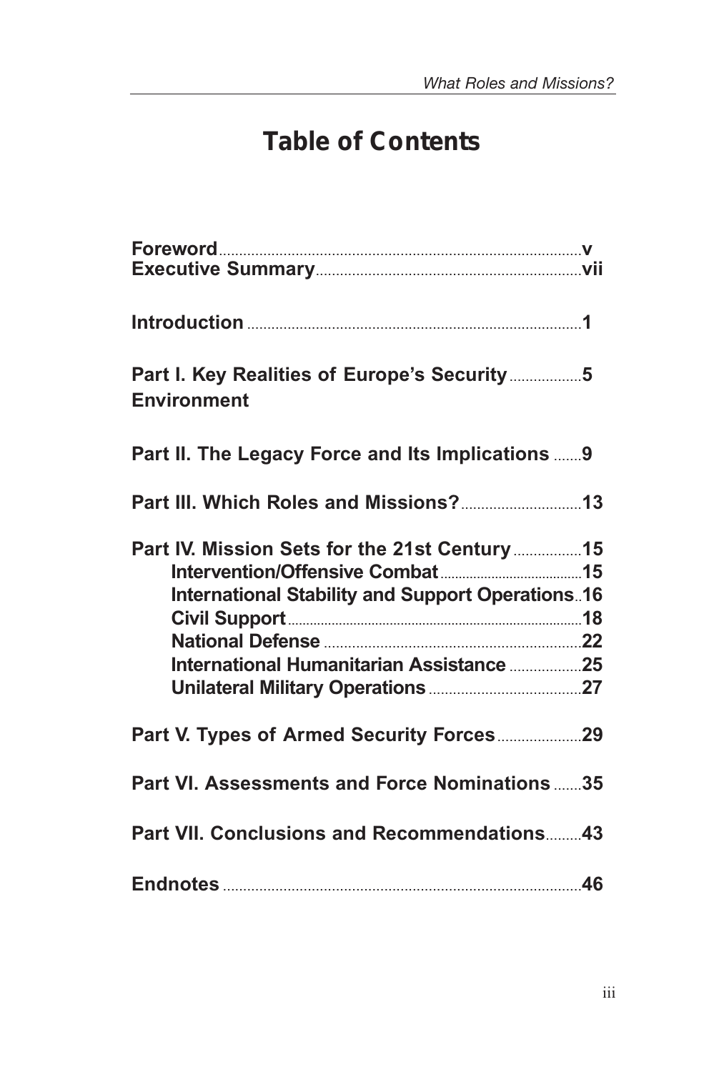# Table of Contents

**Foreword** .......... v
**Executive Summary** .......... vii

**Introduction** .......... 1

**Part I. Key Realities of Europe's Security Environment** .......... 5

**Part II. The Legacy Force and Its Implications** .......... 9

**Part III. Which Roles and Missions?** .......... 13

**Part IV. Mission Sets for the 21st Century** .......... 15
- **Intervention/Offensive Combat** .......... 15
- **International Stability and Support Operations** .......... 16
- **Civil Support** .......... 18
- **National Defense** .......... 22
- **International Humanitarian Assistance** .......... 25
- **Unilateral Military Operations** .......... 27

**Part V. Types of Armed Security Forces** .......... 29

**Part VI. Assessments and Force Nominations** .......... 35

**Part VII. Conclusions and Recommendations** .......... 43

**Endnotes** .......... 46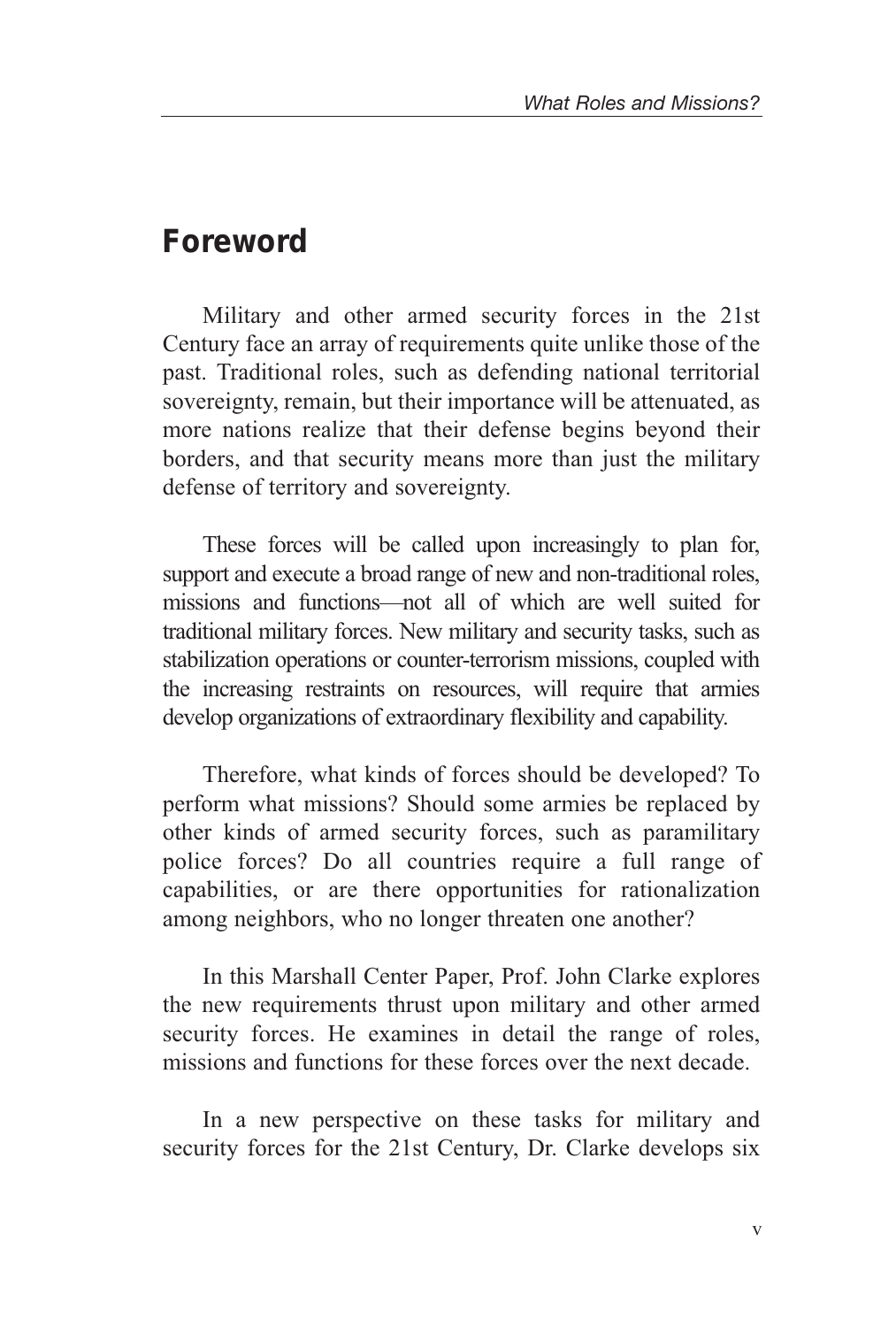# Foreword

Military and other armed security forces in the 21st Century face an array of requirements quite unlike those of the past. Traditional roles, such as defending national territorial sovereignty, remain, but their importance will be attenuated, as more nations realize that their defense begins beyond their borders, and that security means more than just the military defense of territory and sovereignty.

These forces will be called upon increasingly to plan for, support and execute a broad range of new and non-traditional roles, missions and functions—not all of which are well suited for traditional military forces. New military and security tasks, such as stabilization operations or counter-terrorism missions, coupled with the increasing restraints on resources, will require that armies develop organizations of extraordinary flexibility and capability.

Therefore, what kinds of forces should be developed? To perform what missions? Should some armies be replaced by other kinds of armed security forces, such as paramilitary police forces? Do all countries require a full range of capabilities, or are there opportunities for rationalization among neighbors, who no longer threaten one another?

In this Marshall Center Paper, Prof. John Clarke explores the new requirements thrust upon military and other armed security forces. He examines in detail the range of roles, missions and functions for these forces over the next decade.

In a new perspective on these tasks for military and security forces for the 21st Century, Dr. Clarke develops six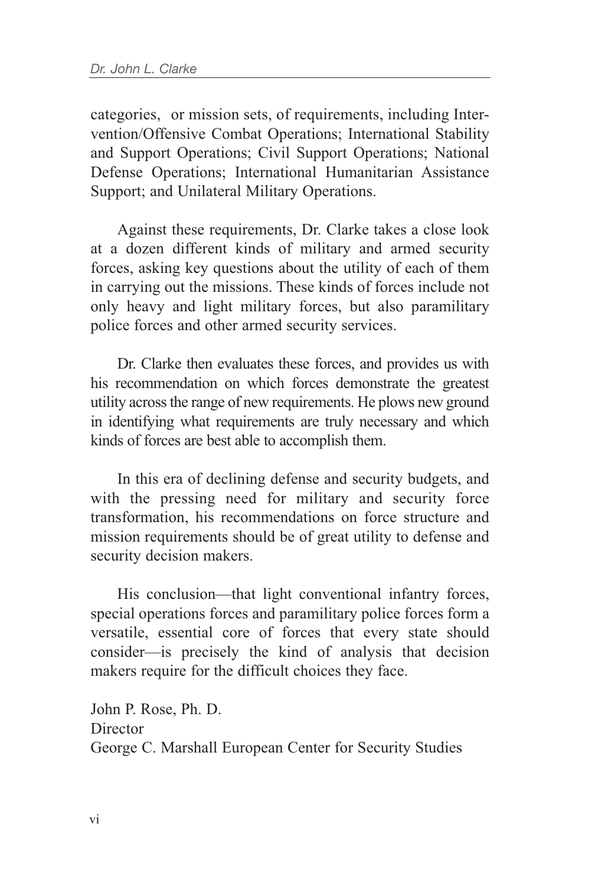categories, or mission sets, of requirements, including Intervention/Offensive Combat Operations; International Stability and Support Operations; Civil Support Operations; National Defense Operations; International Humanitarian Assistance Support; and Unilateral Military Operations.

Against these requirements, Dr. Clarke takes a close look at a dozen different kinds of military and armed security forces, asking key questions about the utility of each of them in carrying out the missions. These kinds of forces include not only heavy and light military forces, but also paramilitary police forces and other armed security services.

Dr. Clarke then evaluates these forces, and provides us with his recommendation on which forces demonstrate the greatest utility across the range of new requirements. He plows new ground in identifying what requirements are truly necessary and which kinds of forces are best able to accomplish them.

In this era of declining defense and security budgets, and with the pressing need for military and security force transformation, his recommendations on force structure and mission requirements should be of great utility to defense and security decision makers.

His conclusion—that light conventional infantry forces, special operations forces and paramilitary police forces form a versatile, essential core of forces that every state should consider—is precisely the kind of analysis that decision makers require for the difficult choices they face.

John P. Rose, Ph. D.
Director
George C. Marshall European Center for Security Studies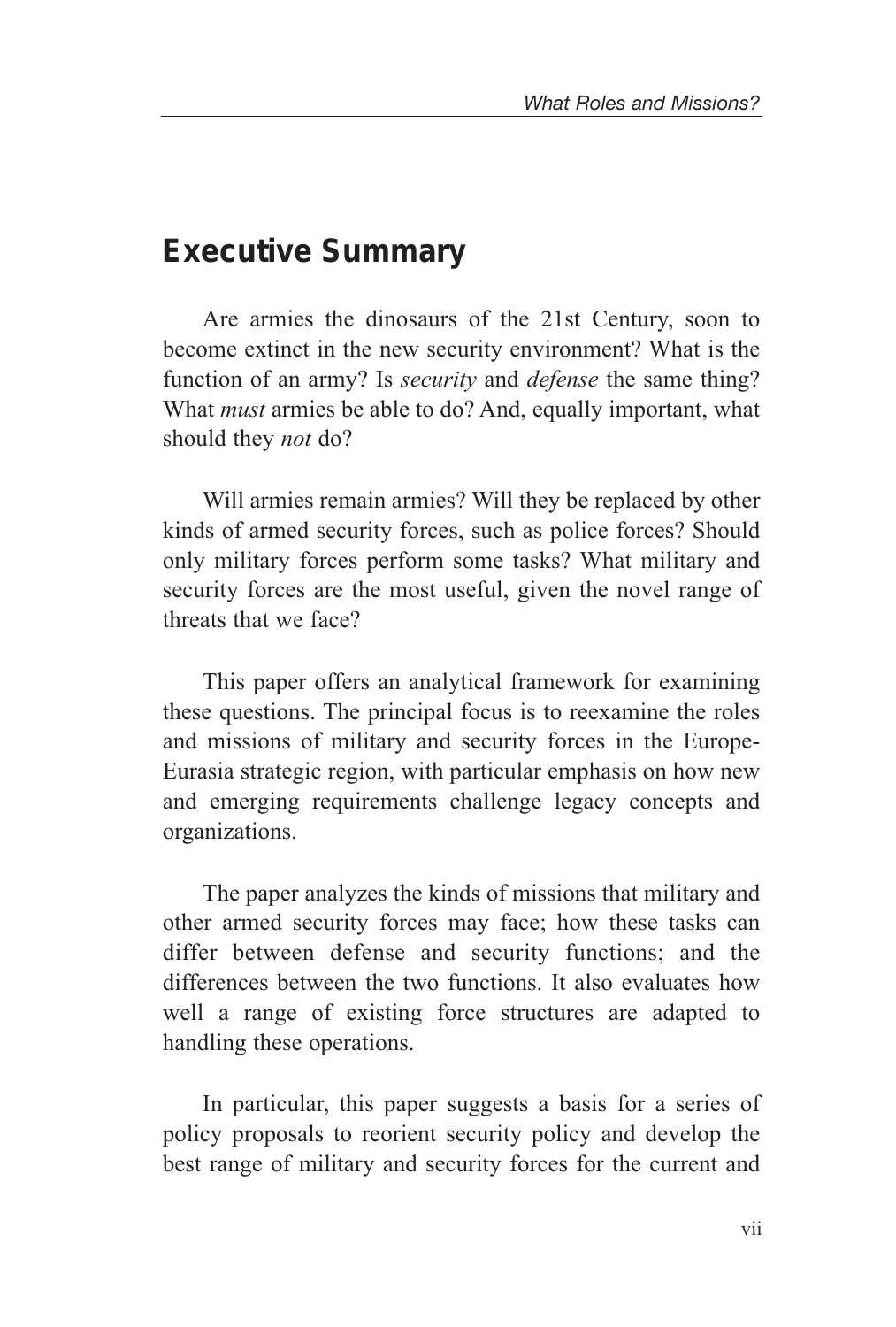## Executive Summary

Are armies the dinosaurs of the 21st Century, soon to become extinct in the new security environment? What is the function of an army? Is *security* and *defense* the same thing? What *must* armies be able to do? And, equally important, what should they *not* do?

Will armies remain armies? Will they be replaced by other kinds of armed security forces, such as police forces? Should only military forces perform some tasks? What military and security forces are the most useful, given the novel range of threats that we face?

This paper offers an analytical framework for examining these questions. The principal focus is to reexamine the roles and missions of military and security forces in the Europe-Eurasia strategic region, with particular emphasis on how new and emerging requirements challenge legacy concepts and organizations.

The paper analyzes the kinds of missions that military and other armed security forces may face; how these tasks can differ between defense and security functions; and the differences between the two functions. It also evaluates how well a range of existing force structures are adapted to handling these operations.

In particular, this paper suggests a basis for a series of policy proposals to reorient security policy and develop the best range of military and security forces for the current and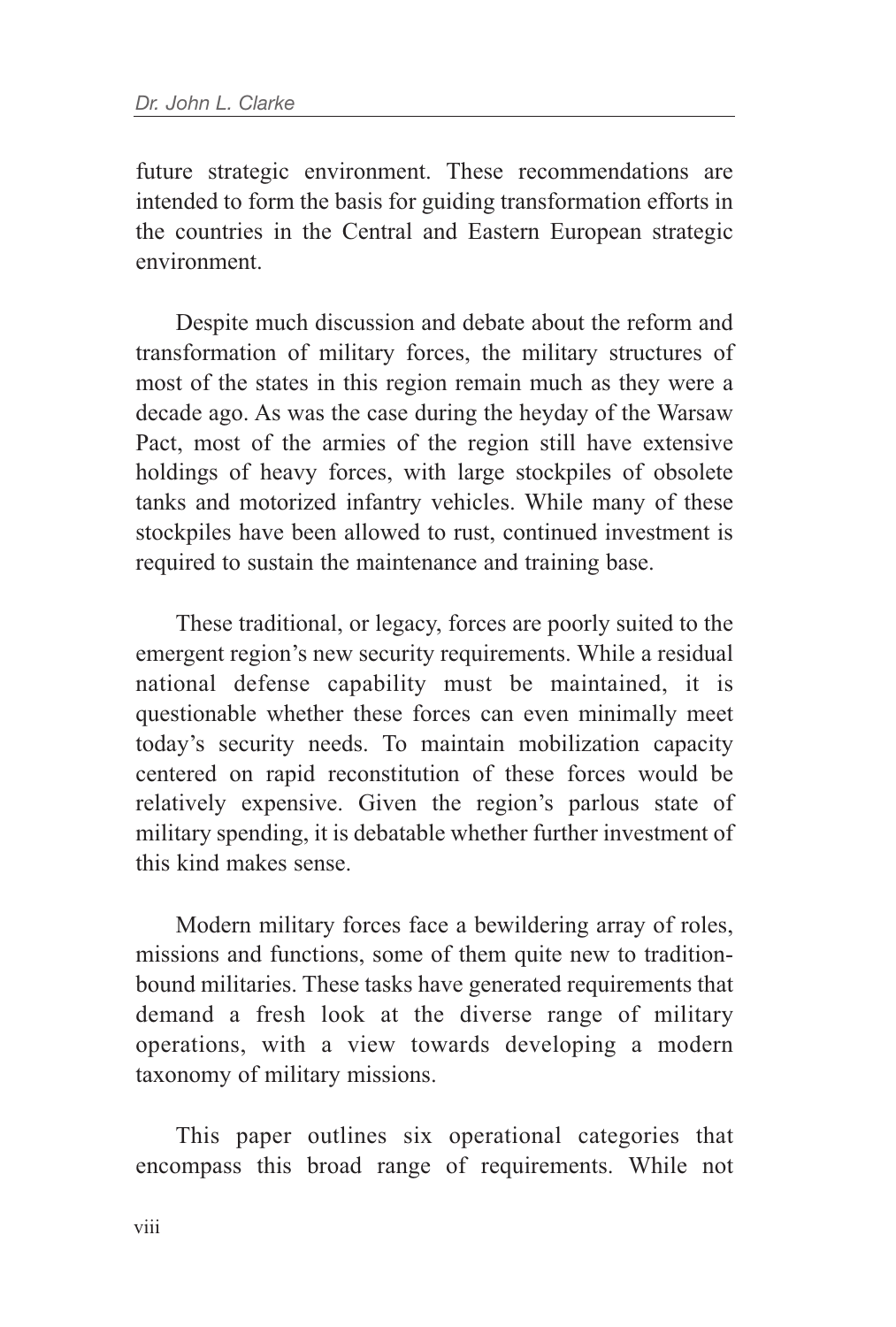future strategic environment. These recommendations are intended to form the basis for guiding transformation efforts in the countries in the Central and Eastern European strategic environment.

Despite much discussion and debate about the reform and transformation of military forces, the military structures of most of the states in this region remain much as they were a decade ago. As was the case during the heyday of the Warsaw Pact, most of the armies of the region still have extensive holdings of heavy forces, with large stockpiles of obsolete tanks and motorized infantry vehicles. While many of these stockpiles have been allowed to rust, continued investment is required to sustain the maintenance and training base.

These traditional, or legacy, forces are poorly suited to the emergent region's new security requirements. While a residual national defense capability must be maintained, it is questionable whether these forces can even minimally meet today's security needs. To maintain mobilization capacity centered on rapid reconstitution of these forces would be relatively expensive. Given the region's parlous state of military spending, it is debatable whether further investment of this kind makes sense.

Modern military forces face a bewildering array of roles, missions and functions, some of them quite new to tradition-bound militaries. These tasks have generated requirements that demand a fresh look at the diverse range of military operations, with a view towards developing a modern taxonomy of military missions.

This paper outlines six operational categories that encompass this broad range of requirements. While not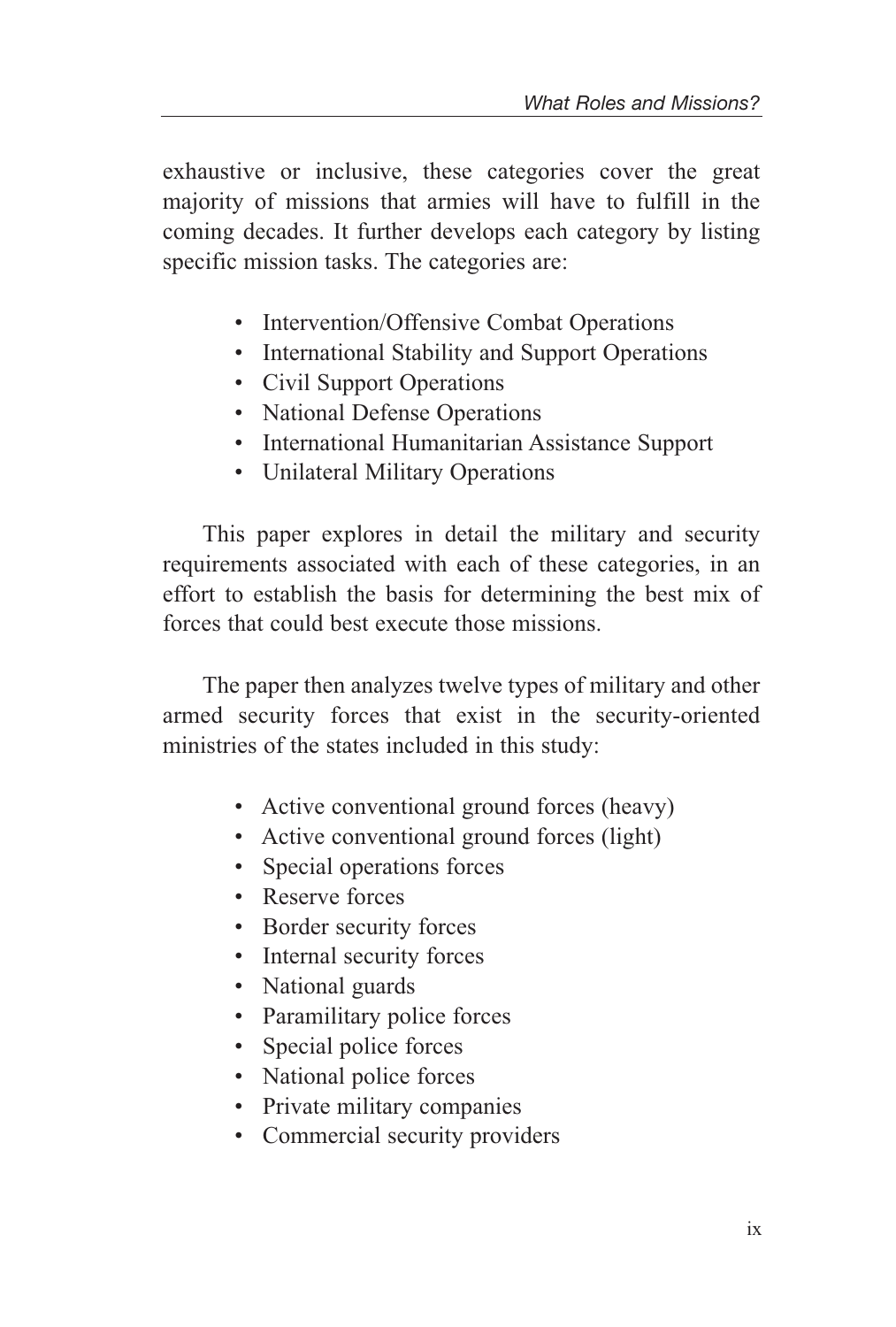exhaustive or inclusive, these categories cover the great majority of missions that armies will have to fulfill in the coming decades. It further develops each category by listing specific mission tasks. The categories are:

- Intervention/Offensive Combat Operations
- International Stability and Support Operations
- Civil Support Operations
- National Defense Operations
- International Humanitarian Assistance Support
- Unilateral Military Operations

This paper explores in detail the military and security requirements associated with each of these categories, in an effort to establish the basis for determining the best mix of forces that could best execute those missions.

The paper then analyzes twelve types of military and other armed security forces that exist in the security-oriented ministries of the states included in this study:

- Active conventional ground forces (heavy)
- Active conventional ground forces (light)
- Special operations forces
- Reserve forces
- Border security forces
- Internal security forces
- National guards
- Paramilitary police forces
- Special police forces
- National police forces
- Private military companies
- Commercial security providers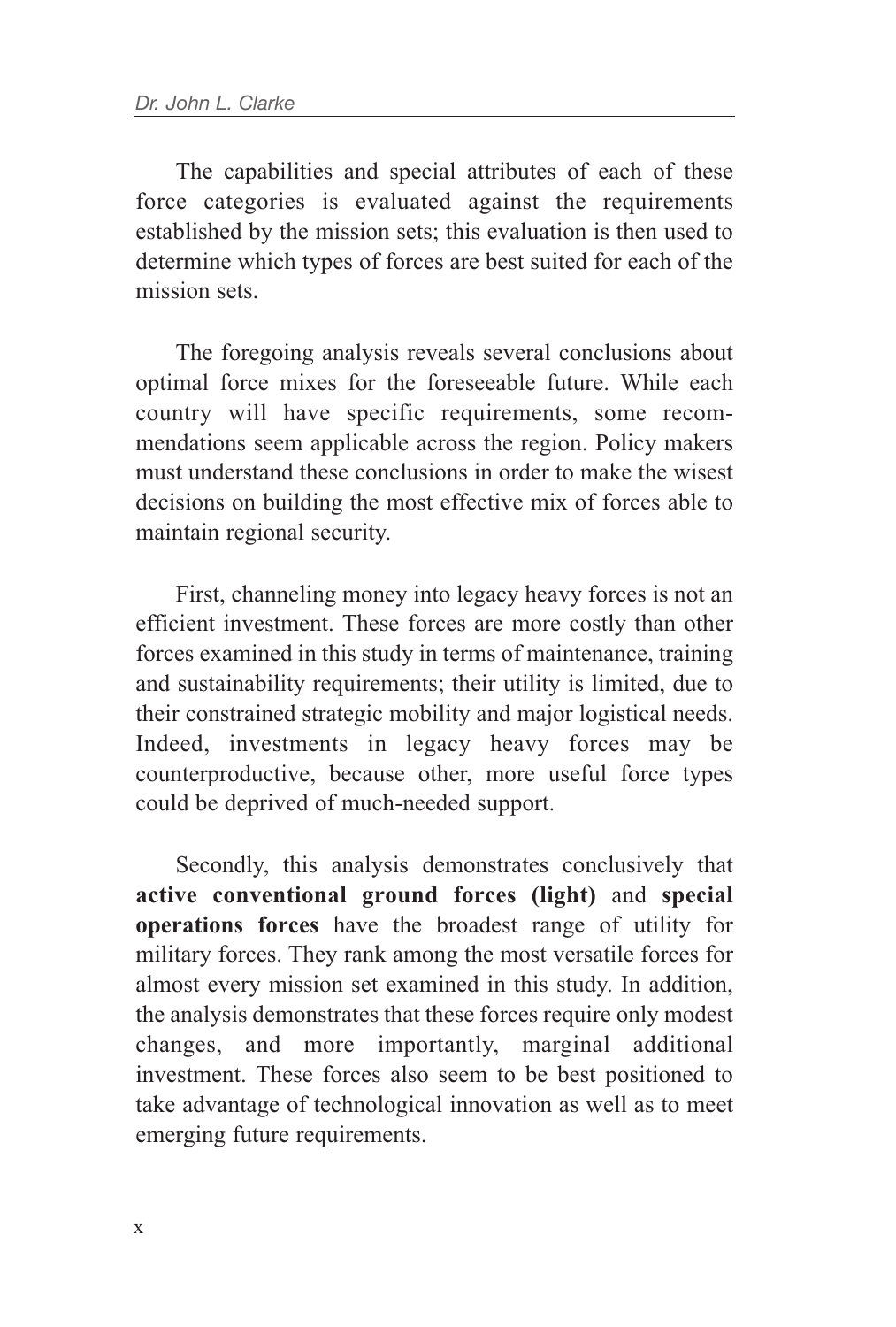The capabilities and special attributes of each of these force categories is evaluated against the requirements established by the mission sets; this evaluation is then used to determine which types of forces are best suited for each of the mission sets.

The foregoing analysis reveals several conclusions about optimal force mixes for the foreseeable future. While each country will have specific requirements, some recommendations seem applicable across the region. Policy makers must understand these conclusions in order to make the wisest decisions on building the most effective mix of forces able to maintain regional security.

First, channeling money into legacy heavy forces is not an efficient investment. These forces are more costly than other forces examined in this study in terms of maintenance, training and sustainability requirements; their utility is limited, due to their constrained strategic mobility and major logistical needs. Indeed, investments in legacy heavy forces may be counterproductive, because other, more useful force types could be deprived of much-needed support.

Secondly, this analysis demonstrates conclusively that **active conventional ground forces (light)** and **special operations forces** have the broadest range of utility for military forces. They rank among the most versatile forces for almost every mission set examined in this study. In addition, the analysis demonstrates that these forces require only modest changes, and more importantly, marginal additional investment. These forces also seem to be best positioned to take advantage of technological innovation as well as to meet emerging future requirements.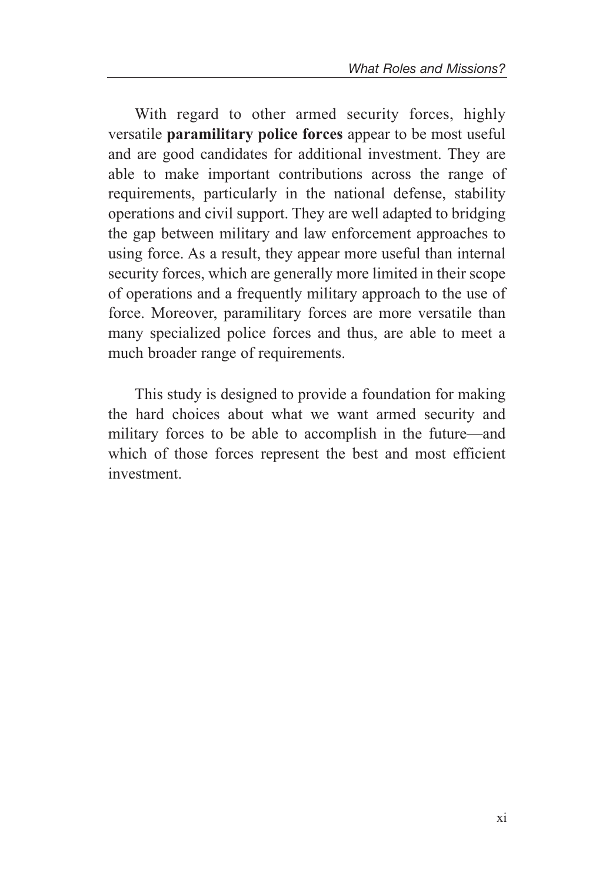With regard to other armed security forces, highly versatile **paramilitary police forces** appear to be most useful and are good candidates for additional investment. They are able to make important contributions across the range of requirements, particularly in the national defense, stability operations and civil support. They are well adapted to bridging the gap between military and law enforcement approaches to using force. As a result, they appear more useful than internal security forces, which are generally more limited in their scope of operations and a frequently military approach to the use of force. Moreover, paramilitary forces are more versatile than many specialized police forces and thus, are able to meet a much broader range of requirements.

This study is designed to provide a foundation for making the hard choices about what we want armed security and military forces to be able to accomplish in the future—and which of those forces represent the best and most efficient investment.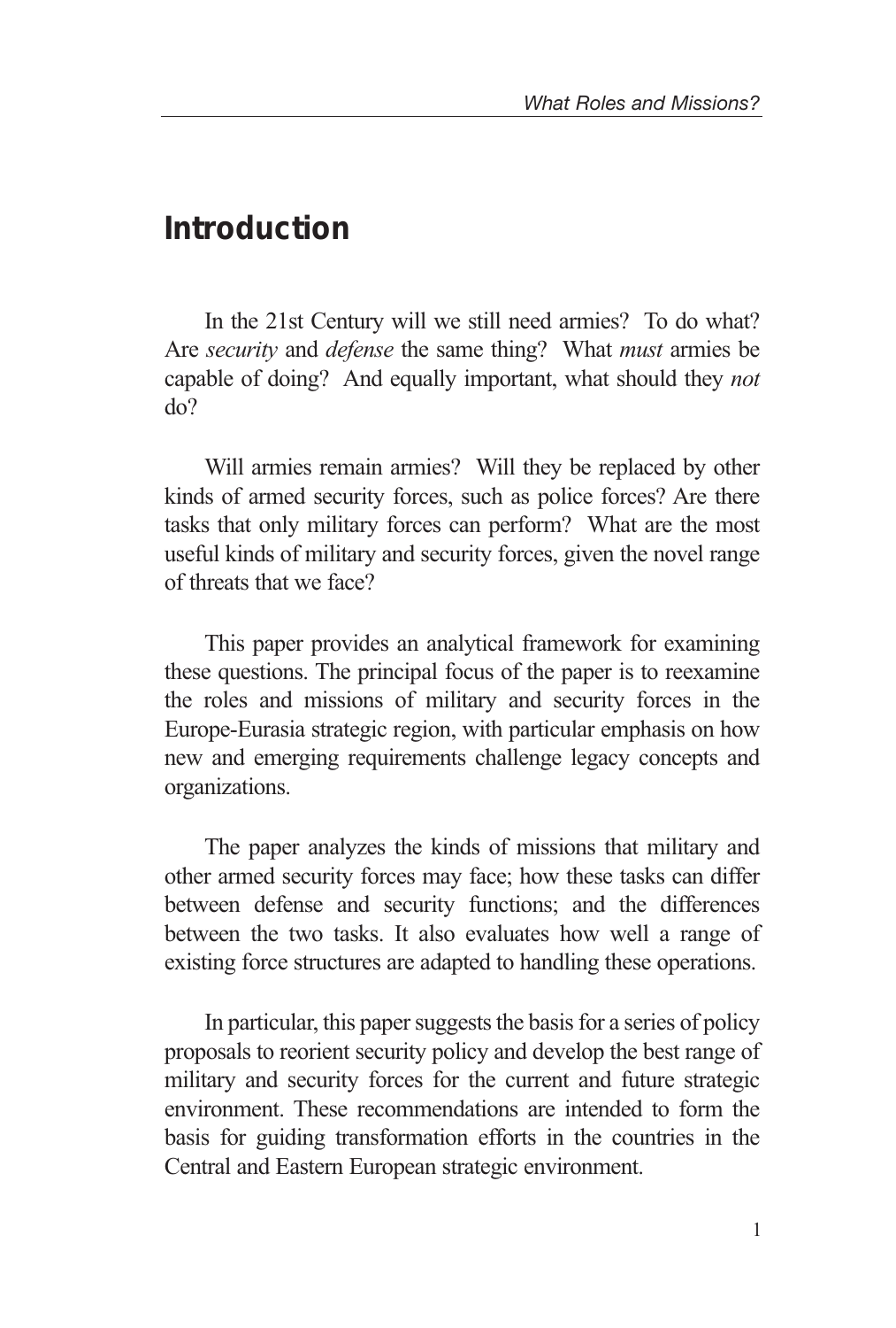# Introduction

In the 21st Century will we still need armies? To do what? Are *security* and *defense* the same thing? What *must* armies be capable of doing? And equally important, what should they *not* do?

Will armies remain armies? Will they be replaced by other kinds of armed security forces, such as police forces? Are there tasks that only military forces can perform? What are the most useful kinds of military and security forces, given the novel range of threats that we face?

This paper provides an analytical framework for examining these questions. The principal focus of the paper is to reexamine the roles and missions of military and security forces in the Europe-Eurasia strategic region, with particular emphasis on how new and emerging requirements challenge legacy concepts and organizations.

The paper analyzes the kinds of missions that military and other armed security forces may face; how these tasks can differ between defense and security functions; and the differences between the two tasks. It also evaluates how well a range of existing force structures are adapted to handling these operations.

In particular, this paper suggests the basis for a series of policy proposals to reorient security policy and develop the best range of military and security forces for the current and future strategic environment. These recommendations are intended to form the basis for guiding transformation efforts in the countries in the Central and Eastern European strategic environment.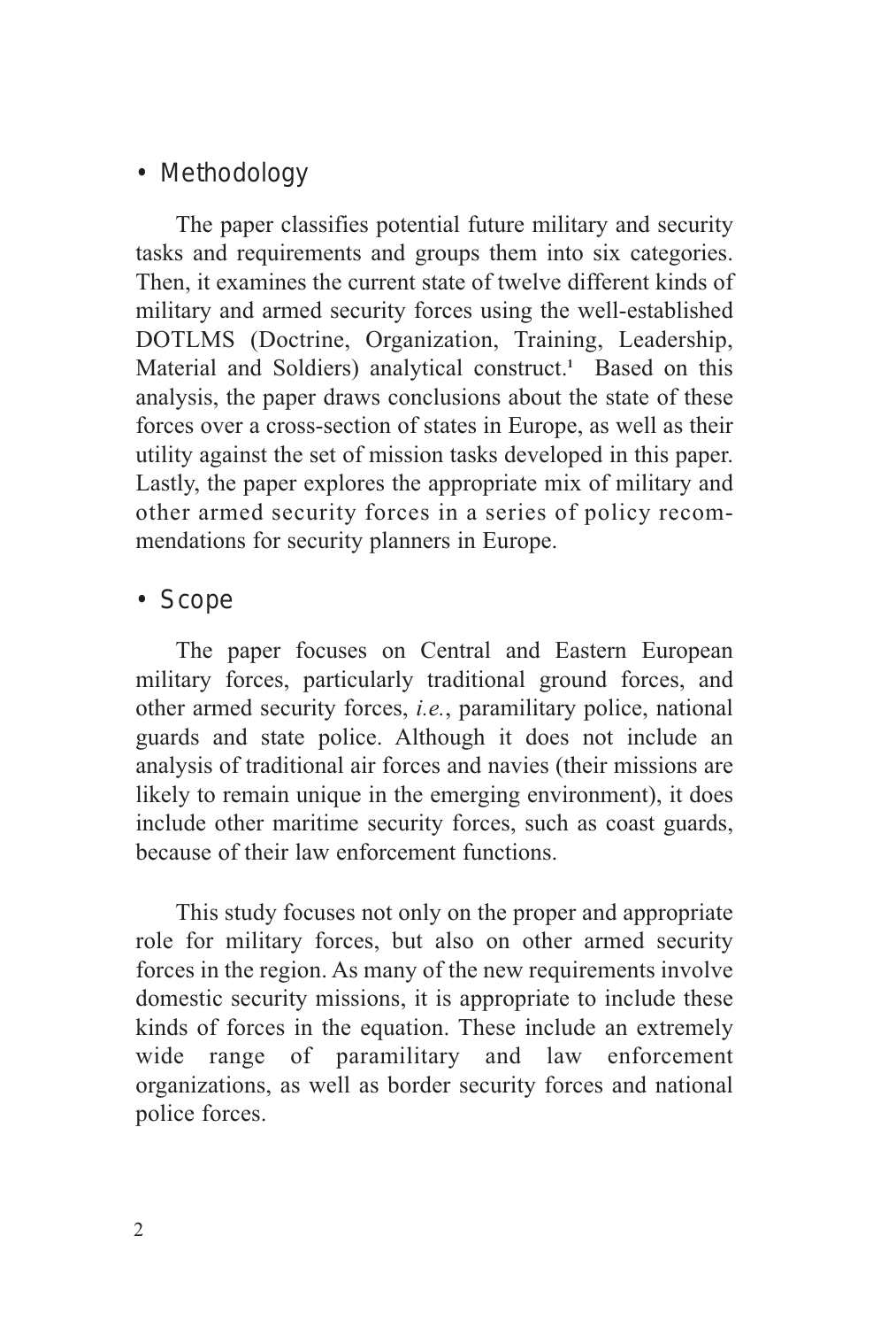## • Methodology

The paper classifies potential future military and security tasks and requirements and groups them into six categories. Then, it examines the current state of twelve different kinds of military and armed security forces using the well-established DOTLMS (Doctrine, Organization, Training, Leadership, Material and Soldiers) analytical construct.[1] Based on this analysis, the paper draws conclusions about the state of these forces over a cross-section of states in Europe, as well as their utility against the set of mission tasks developed in this paper. Lastly, the paper explores the appropriate mix of military and other armed security forces in a series of policy recommendations for security planners in Europe.

## • Scope

The paper focuses on Central and Eastern European military forces, particularly traditional ground forces, and other armed security forces, *i.e.*, paramilitary police, national guards and state police. Although it does not include an analysis of traditional air forces and navies (their missions are likely to remain unique in the emerging environment), it does include other maritime security forces, such as coast guards, because of their law enforcement functions.

This study focuses not only on the proper and appropriate role for military forces, but also on other armed security forces in the region. As many of the new requirements involve domestic security missions, it is appropriate to include these kinds of forces in the equation. These include an extremely wide range of paramilitary and law enforcement organizations, as well as border security forces and national police forces.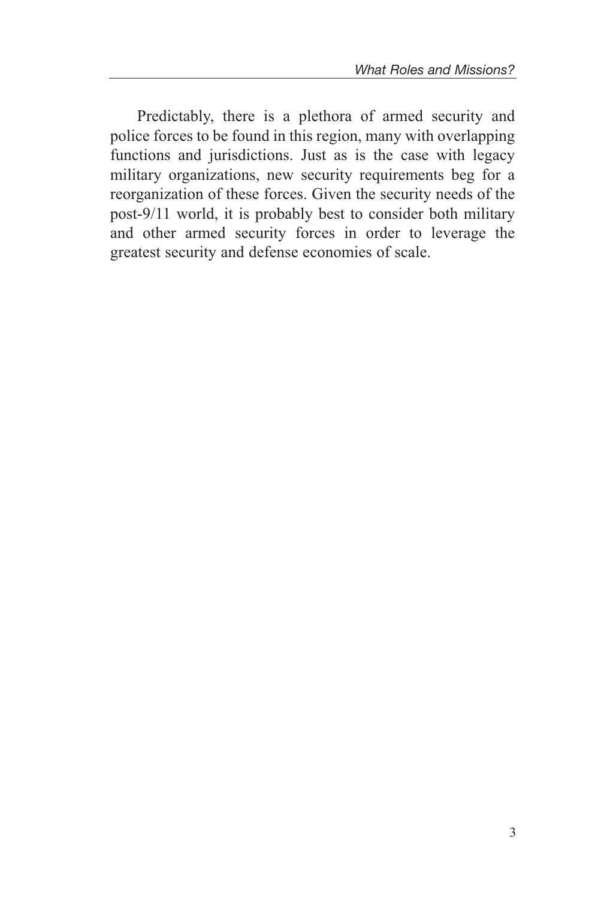Predictably, there is a plethora of armed security and police forces to be found in this region, many with overlapping functions and jurisdictions. Just as is the case with legacy military organizations, new security requirements beg for a reorganization of these forces. Given the security needs of the post-9/11 world, it is probably best to consider both military and other armed security forces in order to leverage the greatest security and defense economies of scale.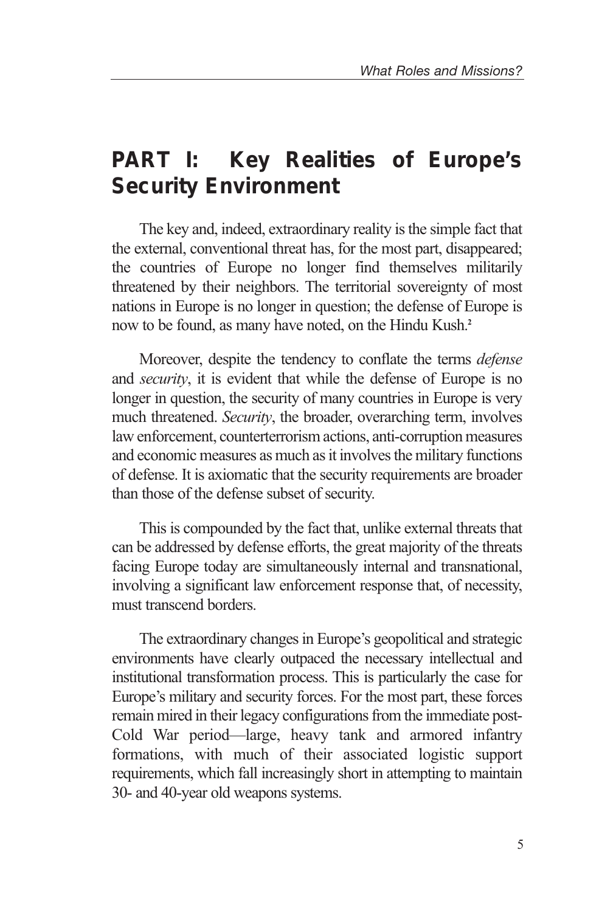## PART I: Key Realities of Europe's Security Environment

The key and, indeed, extraordinary reality is the simple fact that the external, conventional threat has, for the most part, disappeared; the countries of Europe no longer find themselves militarily threatened by their neighbors. The territorial sovereignty of most nations in Europe is no longer in question; the defense of Europe is now to be found, as many have noted, on the Hindu Kush.[2]

Moreover, despite the tendency to conflate the terms *defense* and *security*, it is evident that while the defense of Europe is no longer in question, the security of many countries in Europe is very much threatened. *Security*, the broader, overarching term, involves law enforcement, counterterrorism actions, anti-corruption measures and economic measures as much as it involves the military functions of defense. It is axiomatic that the security requirements are broader than those of the defense subset of security.

This is compounded by the fact that, unlike external threats that can be addressed by defense efforts, the great majority of the threats facing Europe today are simultaneously internal and transnational, involving a significant law enforcement response that, of necessity, must transcend borders.

The extraordinary changes in Europe's geopolitical and strategic environments have clearly outpaced the necessary intellectual and institutional transformation process. This is particularly the case for Europe's military and security forces. For the most part, these forces remain mired in their legacy configurations from the immediate post-Cold War period—large, heavy tank and armored infantry formations, with much of their associated logistic support requirements, which fall increasingly short in attempting to maintain 30- and 40-year old weapons systems.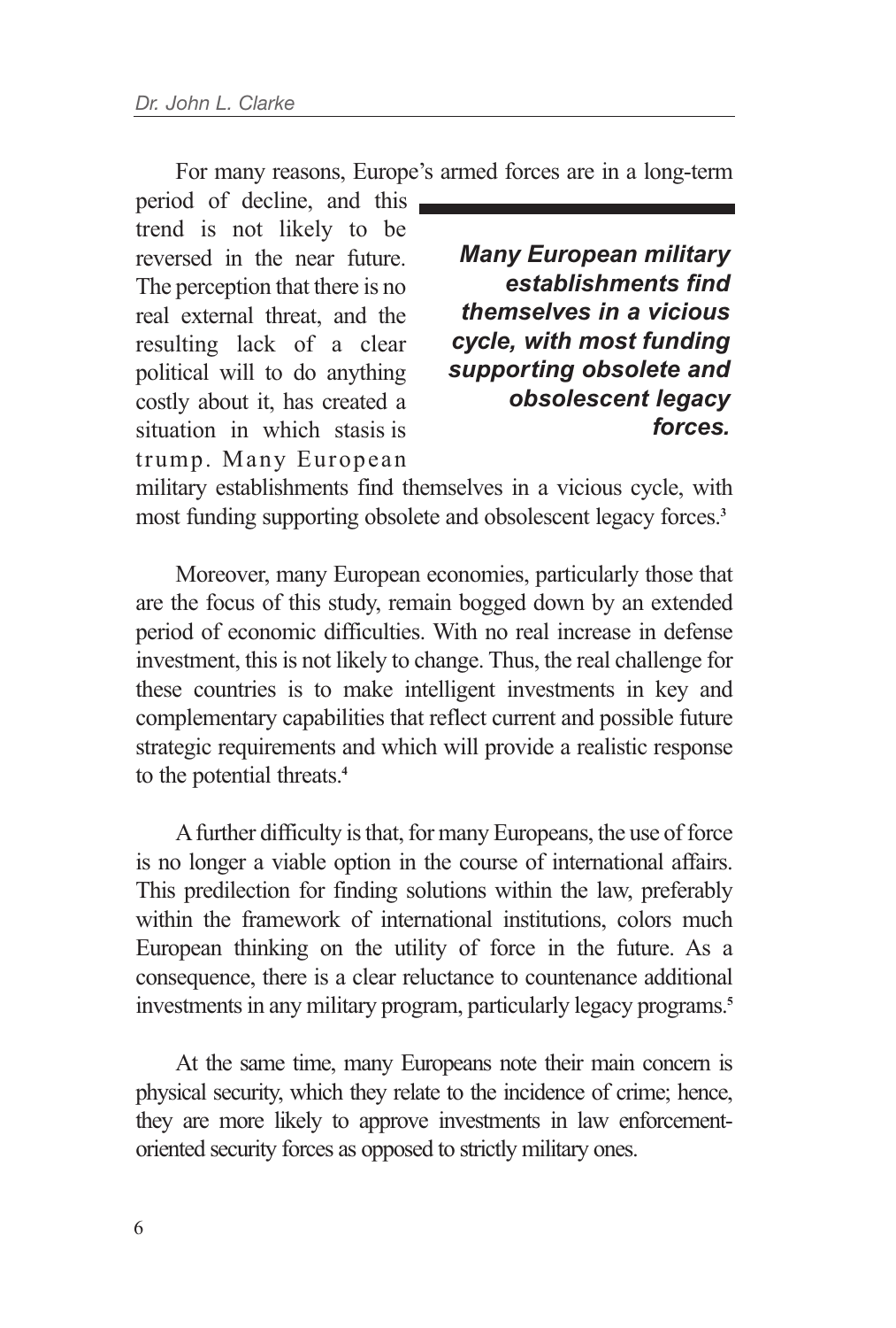For many reasons, Europe's armed forces are in a long-term period of decline, and this trend is not likely to be reversed in the near future. The perception that there is no real external threat, and the resulting lack of a clear political will to do anything costly about it, has created a situation in which stasis is trump. Many European military establishments find themselves in a vicious cycle, with most funding supporting obsolete and obsolescent legacy forces.[3]

> ***Many European military establishments find themselves in a vicious cycle, with most funding supporting obsolete and obsolescent legacy forces.***

Moreover, many European economies, particularly those that are the focus of this study, remain bogged down by an extended period of economic difficulties. With no real increase in defense investment, this is not likely to change. Thus, the real challenge for these countries is to make intelligent investments in key and complementary capabilities that reflect current and possible future strategic requirements and which will provide a realistic response to the potential threats.[4]

A further difficulty is that, for many Europeans, the use of force is no longer a viable option in the course of international affairs. This predilection for finding solutions within the law, preferably within the framework of international institutions, colors much European thinking on the utility of force in the future. As a consequence, there is a clear reluctance to countenance additional investments in any military program, particularly legacy programs.[5]

At the same time, many Europeans note their main concern is physical security, which they relate to the incidence of crime; hence, they are more likely to approve investments in law enforcement-oriented security forces as opposed to strictly military ones.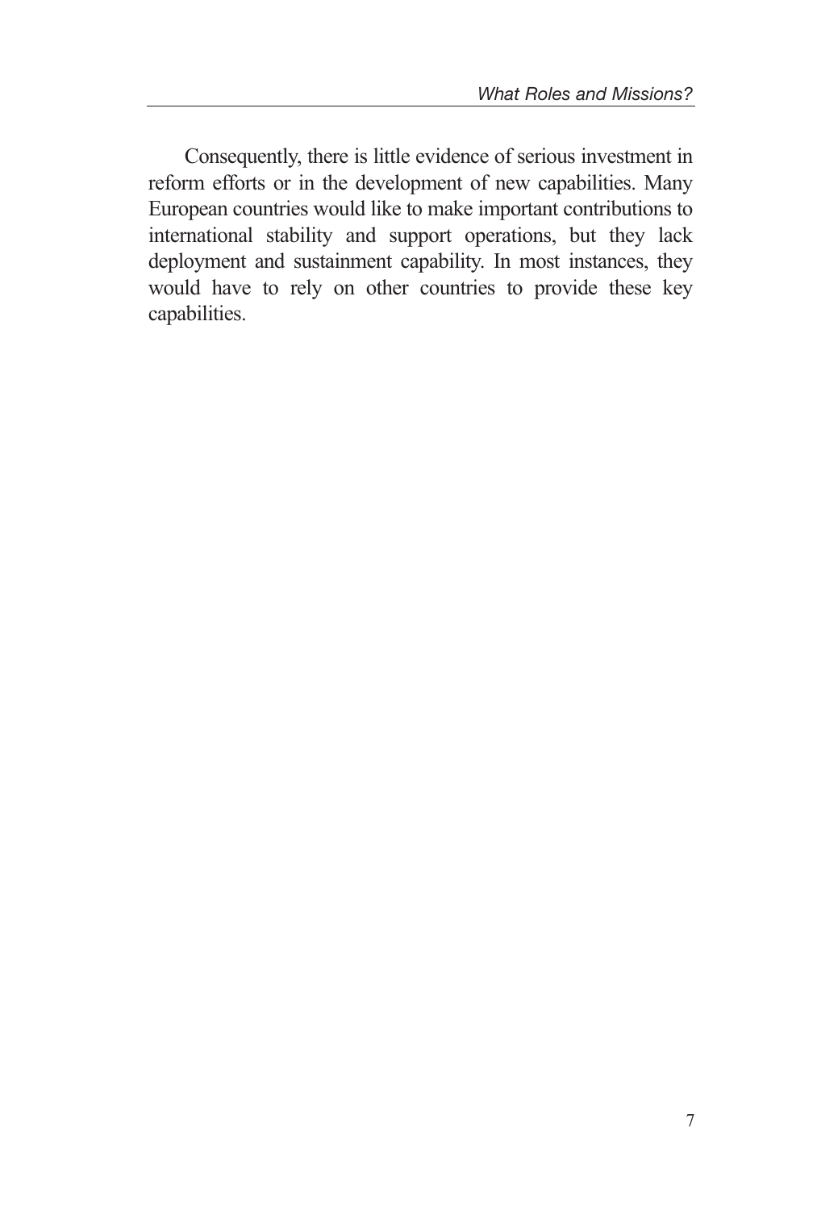Consequently, there is little evidence of serious investment in reform efforts or in the development of new capabilities. Many European countries would like to make important contributions to international stability and support operations, but they lack deployment and sustainment capability. In most instances, they would have to rely on other countries to provide these key capabilities.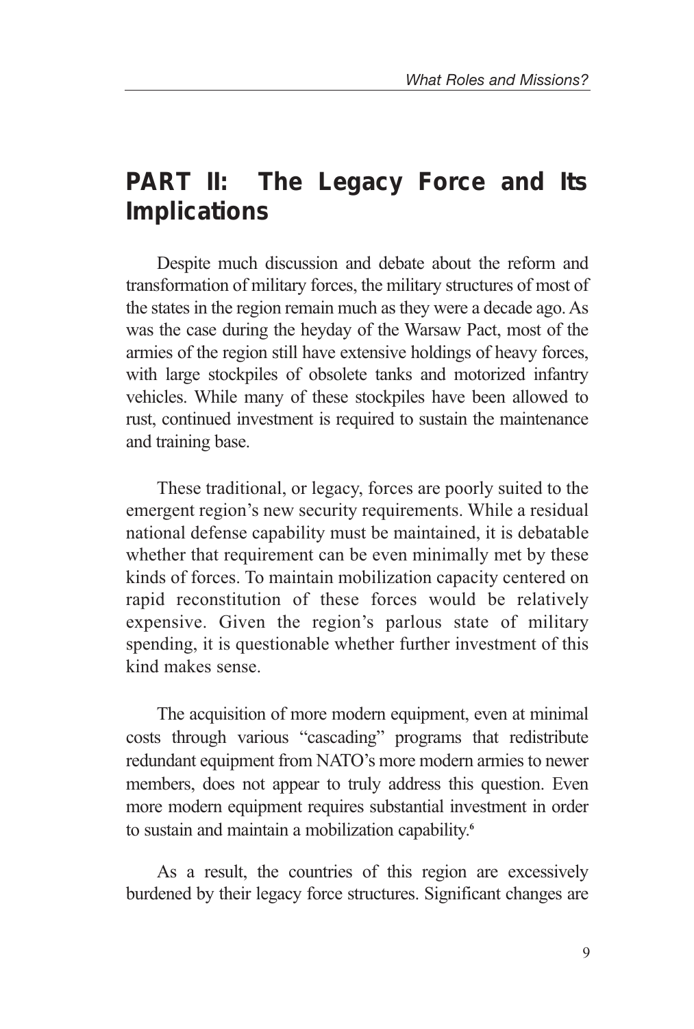## PART II: The Legacy Force and Its Implications

Despite much discussion and debate about the reform and transformation of military forces, the military structures of most of the states in the region remain much as they were a decade ago. As was the case during the heyday of the Warsaw Pact, most of the armies of the region still have extensive holdings of heavy forces, with large stockpiles of obsolete tanks and motorized infantry vehicles. While many of these stockpiles have been allowed to rust, continued investment is required to sustain the maintenance and training base.

These traditional, or legacy, forces are poorly suited to the emergent region's new security requirements. While a residual national defense capability must be maintained, it is debatable whether that requirement can be even minimally met by these kinds of forces. To maintain mobilization capacity centered on rapid reconstitution of these forces would be relatively expensive. Given the region's parlous state of military spending, it is questionable whether further investment of this kind makes sense.

The acquisition of more modern equipment, even at minimal costs through various "cascading" programs that redistribute redundant equipment from NATO's more modern armies to newer members, does not appear to truly address this question. Even more modern equipment requires substantial investment in order to sustain and maintain a mobilization capability.[6]

As a result, the countries of this region are excessively burdened by their legacy force structures. Significant changes are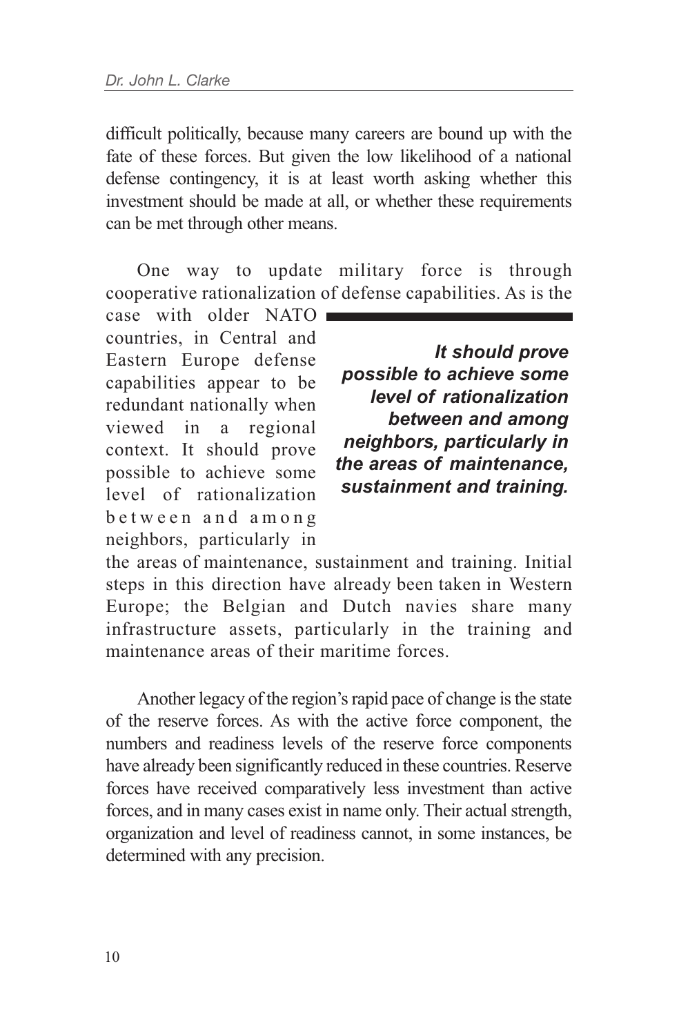difficult politically, because many careers are bound up with the fate of these forces. But given the low likelihood of a national defense contingency, it is at least worth asking whether this investment should be made at all, or whether these requirements can be met through other means.

One way to update military force is through cooperative rationalization of defense capabilities. As is the case with older NATO countries, in Central and Eastern Europe defense capabilities appear to be redundant nationally when viewed in a regional context. It should prove possible to achieve some level of rationalization between and among neighbors, particularly in the areas of maintenance, sustainment and training. Initial steps in this direction have already been taken in Western Europe; the Belgian and Dutch navies share many infrastructure assets, particularly in the training and maintenance areas of their maritime forces.

> ***It should prove possible to achieve some level of rationalization between and among neighbors, particularly in the areas of maintenance, sustainment and training.***

Another legacy of the region's rapid pace of change is the state of the reserve forces. As with the active force component, the numbers and readiness levels of the reserve force components have already been significantly reduced in these countries. Reserve forces have received comparatively less investment than active forces, and in many cases exist in name only. Their actual strength, organization and level of readiness cannot, in some instances, be determined with any precision.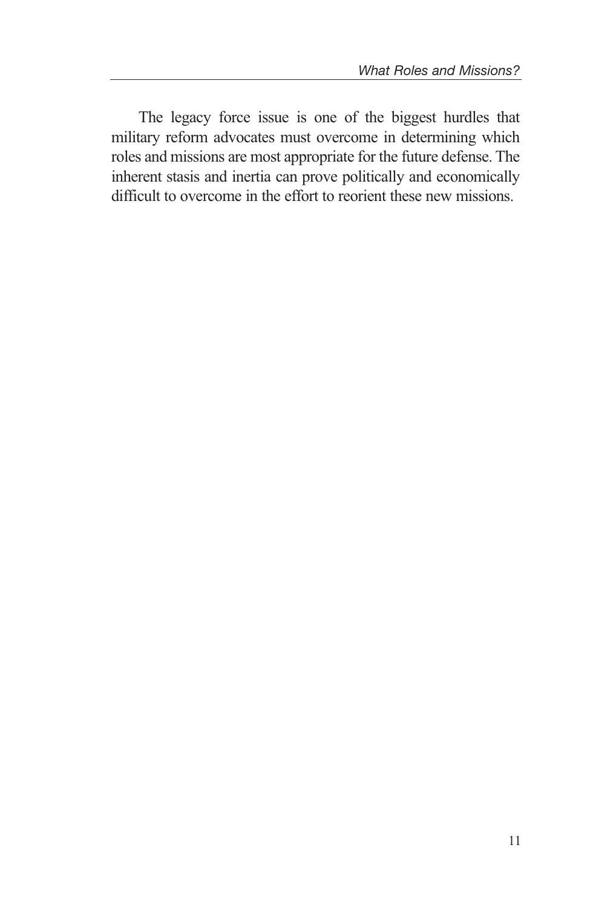The legacy force issue is one of the biggest hurdles that military reform advocates must overcome in determining which roles and missions are most appropriate for the future defense. The inherent stasis and inertia can prove politically and economically difficult to overcome in the effort to reorient these new missions.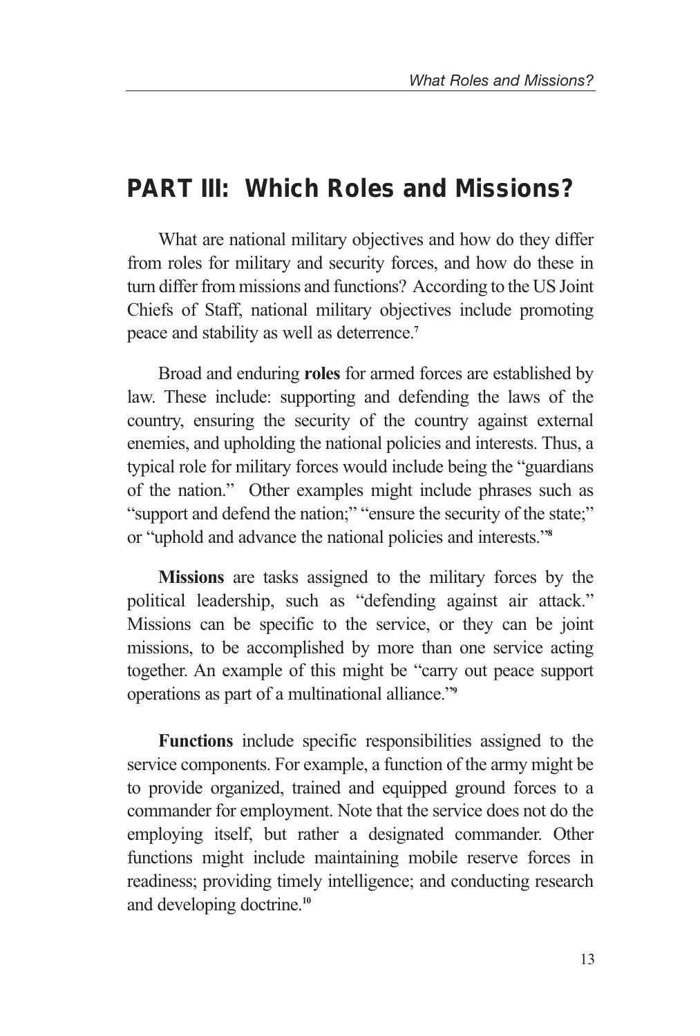## PART III: Which Roles and Missions?

What are national military objectives and how do they differ from roles for military and security forces, and how do these in turn differ from missions and functions? According to the US Joint Chiefs of Staff, national military objectives include promoting peace and stability as well as deterrence.[7]

Broad and enduring **roles** for armed forces are established by law. These include: supporting and defending the laws of the country, ensuring the security of the country against external enemies, and upholding the national policies and interests. Thus, a typical role for military forces would include being the "guardians of the nation." Other examples might include phrases such as "support and defend the nation;" "ensure the security of the state;" or "uphold and advance the national policies and interests."[8]

**Missions** are tasks assigned to the military forces by the political leadership, such as "defending against air attack." Missions can be specific to the service, or they can be joint missions, to be accomplished by more than one service acting together. An example of this might be "carry out peace support operations as part of a multinational alliance."[9]

**Functions** include specific responsibilities assigned to the service components. For example, a function of the army might be to provide organized, trained and equipped ground forces to a commander for employment. Note that the service does not do the employing itself, but rather a designated commander. Other functions might include maintaining mobile reserve forces in readiness; providing timely intelligence; and conducting research and developing doctrine.[10]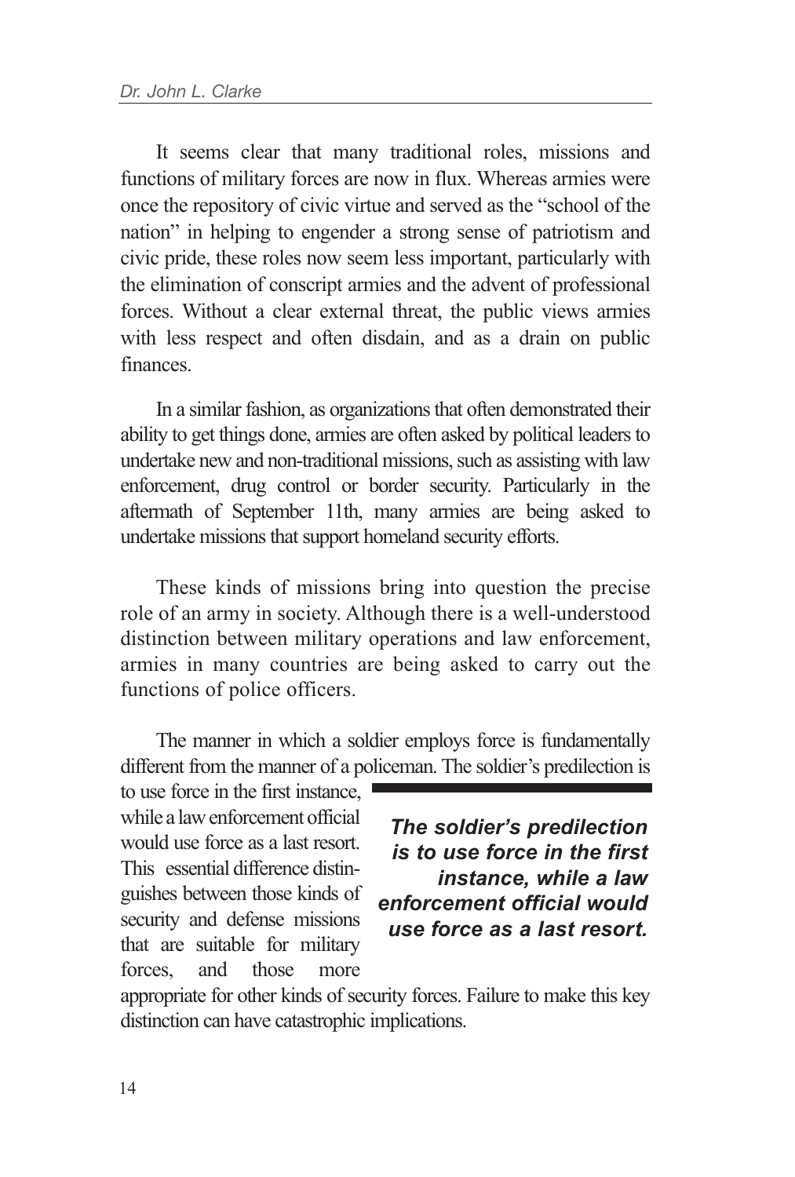It seems clear that many traditional roles, missions and functions of military forces are now in flux. Whereas armies were once the repository of civic virtue and served as the "school of the nation" in helping to engender a strong sense of patriotism and civic pride, these roles now seem less important, particularly with the elimination of conscript armies and the advent of professional forces. Without a clear external threat, the public views armies with less respect and often disdain, and as a drain on public finances.

In a similar fashion, as organizations that often demonstrated their ability to get things done, armies are often asked by political leaders to undertake new and non-traditional missions, such as assisting with law enforcement, drug control or border security. Particularly in the aftermath of September 11th, many armies are being asked to undertake missions that support homeland security efforts.

These kinds of missions bring into question the precise role of an army in society. Although there is a well-understood distinction between military operations and law enforcement, armies in many countries are being asked to carry out the functions of police officers.

The manner in which a soldier employs force is fundamentally different from the manner of a policeman. The soldier's predilection is to use force in the first instance, while a law enforcement official would use force as a last resort. This essential difference distinguishes between those kinds of security and defense missions that are suitable for military forces, and those more appropriate for other kinds of security forces. Failure to make this key distinction can have catastrophic implications.

> ***The soldier's predilection is to use force in the first instance, while a law enforcement official would use force as a last resort.***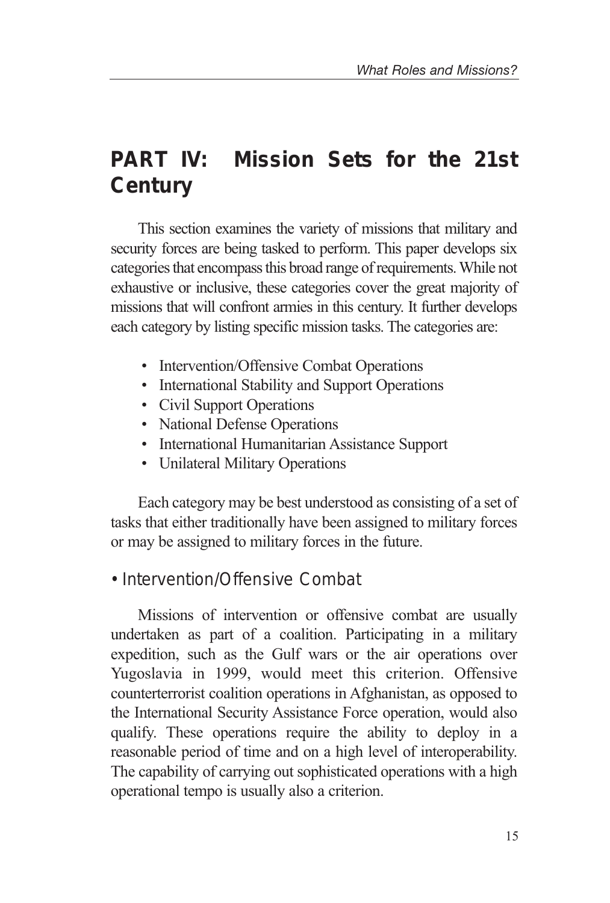# PART IV: Mission Sets for the 21st Century

This section examines the variety of missions that military and security forces are being tasked to perform. This paper develops six categories that encompass this broad range of requirements. While not exhaustive or inclusive, these categories cover the great majority of missions that will confront armies in this century. It further develops each category by listing specific mission tasks. The categories are:

- Intervention/Offensive Combat Operations
- International Stability and Support Operations
- Civil Support Operations
- National Defense Operations
- International Humanitarian Assistance Support
- Unilateral Military Operations

Each category may be best understood as consisting of a set of tasks that either traditionally have been assigned to military forces or may be assigned to military forces in the future.

## • Intervention/Offensive Combat

Missions of intervention or offensive combat are usually undertaken as part of a coalition. Participating in a military expedition, such as the Gulf wars or the air operations over Yugoslavia in 1999, would meet this criterion. Offensive counterterrorist coalition operations in Afghanistan, as opposed to the International Security Assistance Force operation, would also qualify. These operations require the ability to deploy in a reasonable period of time and on a high level of interoperability. The capability of carrying out sophisticated operations with a high operational tempo is usually also a criterion.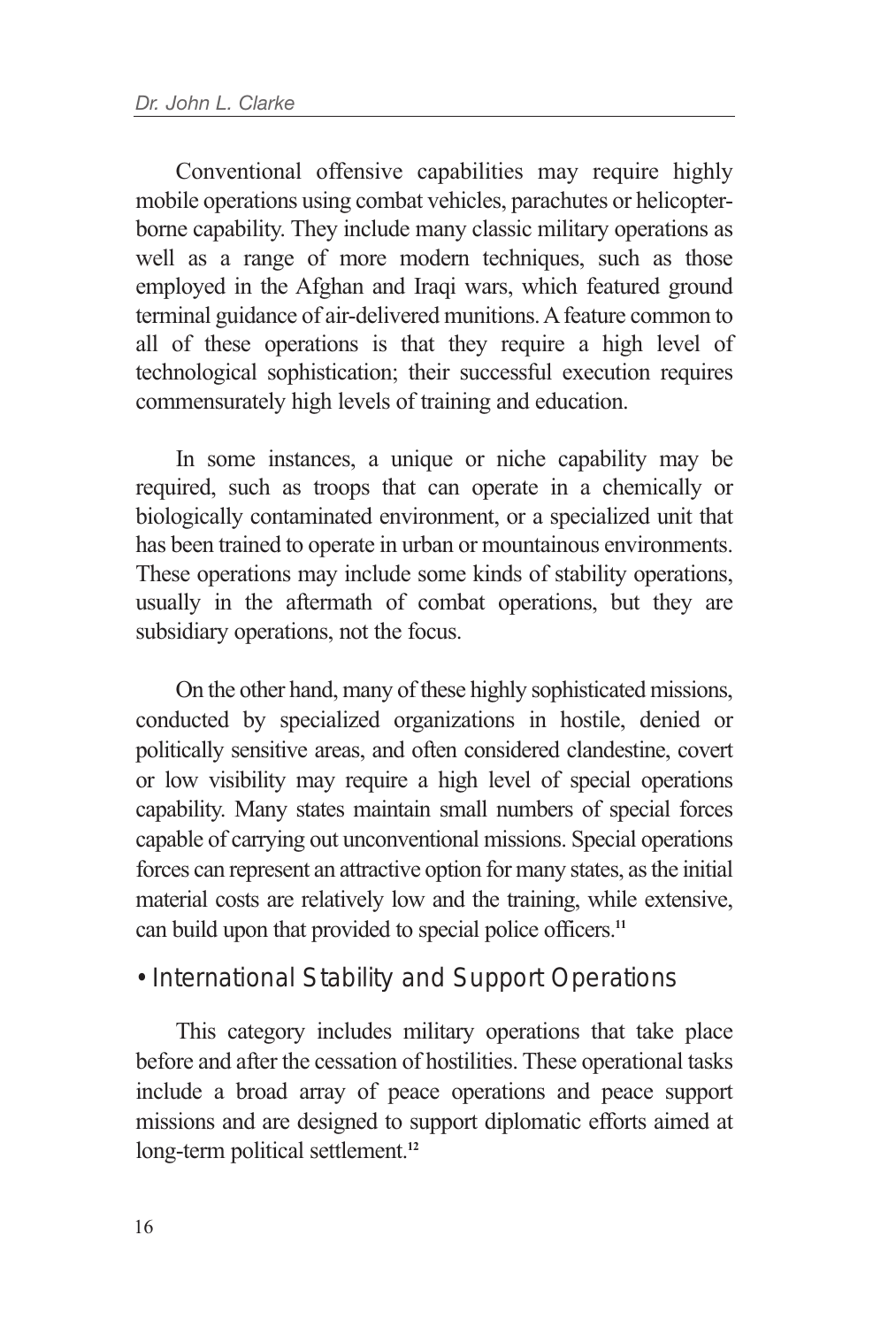Conventional offensive capabilities may require highly mobile operations using combat vehicles, parachutes or helicopter-borne capability. They include many classic military operations as well as a range of more modern techniques, such as those employed in the Afghan and Iraqi wars, which featured ground terminal guidance of air-delivered munitions. A feature common to all of these operations is that they require a high level of technological sophistication; their successful execution requires commensurately high levels of training and education.

In some instances, a unique or niche capability may be required, such as troops that can operate in a chemically or biologically contaminated environment, or a specialized unit that has been trained to operate in urban or mountainous environments. These operations may include some kinds of stability operations, usually in the aftermath of combat operations, but they are subsidiary operations, not the focus.

On the other hand, many of these highly sophisticated missions, conducted by specialized organizations in hostile, denied or politically sensitive areas, and often considered clandestine, covert or low visibility may require a high level of special operations capability. Many states maintain small numbers of special forces capable of carrying out unconventional missions. Special operations forces can represent an attractive option for many states, as the initial material costs are relatively low and the training, while extensive, can build upon that provided to special police officers.[11]

## • International Stability and Support Operations

This category includes military operations that take place before and after the cessation of hostilities. These operational tasks include a broad array of peace operations and peace support missions and are designed to support diplomatic efforts aimed at long-term political settlement.[12]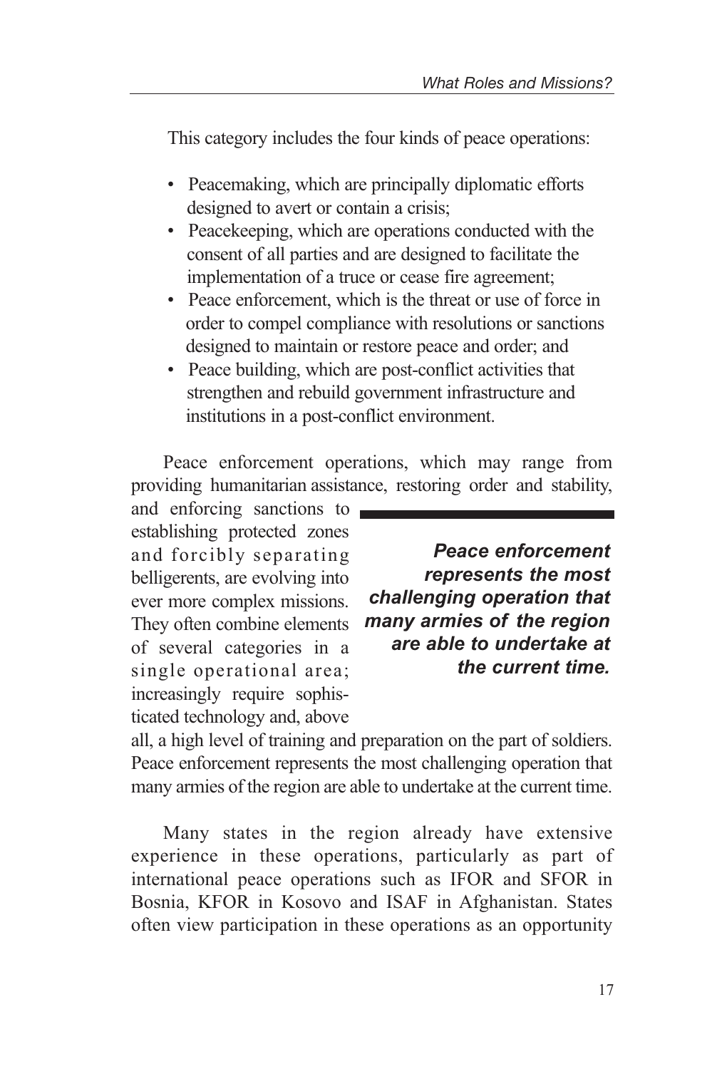This category includes the four kinds of peace operations:

- Peacemaking, which are principally diplomatic efforts designed to avert or contain a crisis;
- Peacekeeping, which are operations conducted with the consent of all parties and are designed to facilitate the implementation of a truce or cease fire agreement;
- Peace enforcement, which is the threat or use of force in order to compel compliance with resolutions or sanctions designed to maintain or restore peace and order; and
- Peace building, which are post-conflict activities that strengthen and rebuild government infrastructure and institutions in a post-conflict environment.

Peace enforcement operations, which may range from providing humanitarian assistance, restoring order and stability, and enforcing sanctions to establishing protected zones and forcibly separating belligerents, are evolving into ever more complex missions. They often combine elements of several categories in a single operational area; increasingly require sophisticated technology and, above all, a high level of training and preparation on the part of soldiers. Peace enforcement represents the most challenging operation that many armies of the region are able to undertake at the current time.

> ***Peace enforcement represents the most challenging operation that many armies of the region are able to undertake at the current time.***

Many states in the region already have extensive experience in these operations, particularly as part of international peace operations such as IFOR and SFOR in Bosnia, KFOR in Kosovo and ISAF in Afghanistan. States often view participation in these operations as an opportunity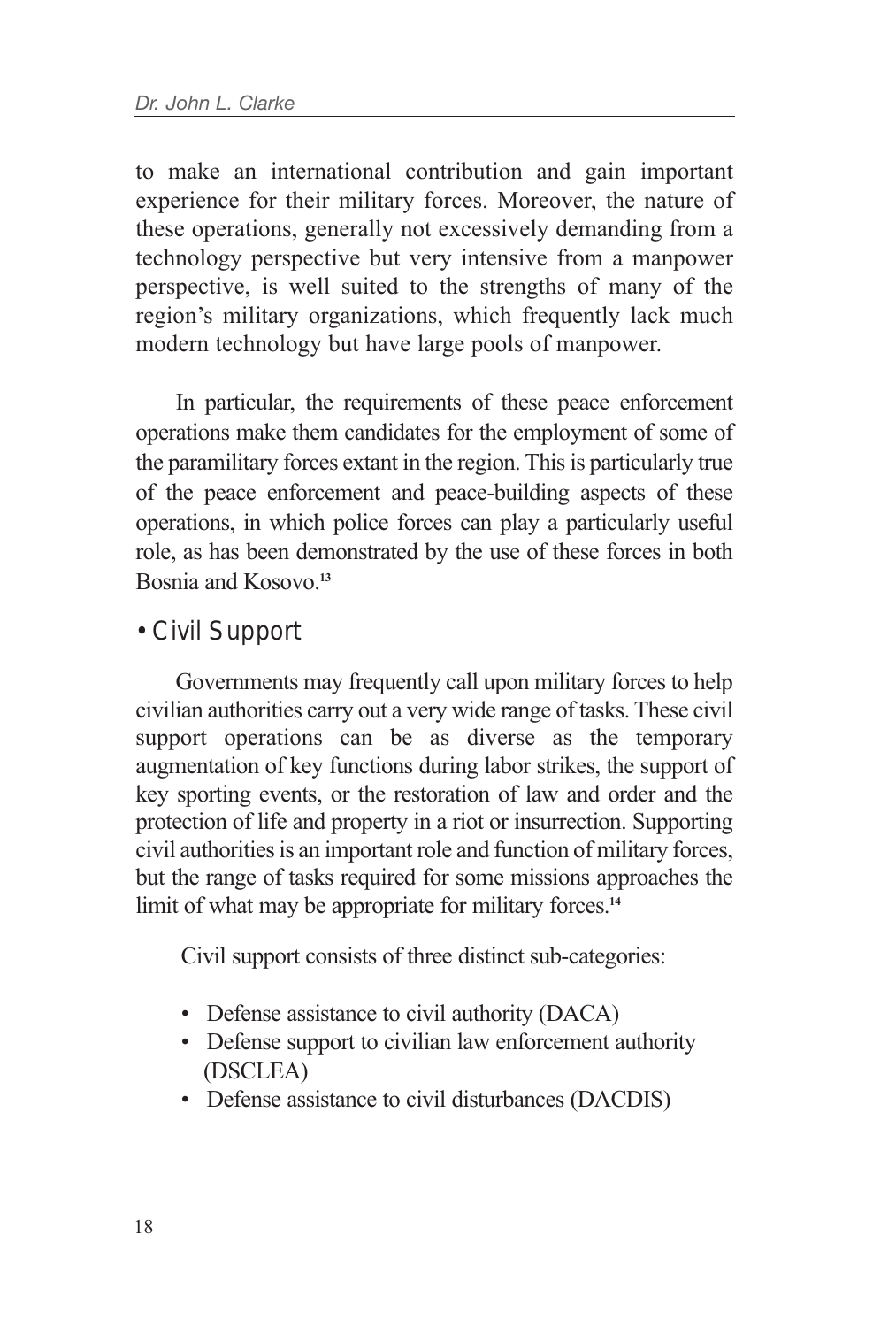to make an international contribution and gain important experience for their military forces. Moreover, the nature of these operations, generally not excessively demanding from a technology perspective but very intensive from a manpower perspective, is well suited to the strengths of many of the region's military organizations, which frequently lack much modern technology but have large pools of manpower.

In particular, the requirements of these peace enforcement operations make them candidates for the employment of some of the paramilitary forces extant in the region. This is particularly true of the peace enforcement and peace-building aspects of these operations, in which police forces can play a particularly useful role, as has been demonstrated by the use of these forces in both Bosnia and Kosovo.[13]

### • Civil Support

Governments may frequently call upon military forces to help civilian authorities carry out a very wide range of tasks. These civil support operations can be as diverse as the temporary augmentation of key functions during labor strikes, the support of key sporting events, or the restoration of law and order and the protection of life and property in a riot or insurrection. Supporting civil authorities is an important role and function of military forces, but the range of tasks required for some missions approaches the limit of what may be appropriate for military forces.[14]

Civil support consists of three distinct sub-categories:

- Defense assistance to civil authority (DACA)
- Defense support to civilian law enforcement authority (DSCLEA)
- Defense assistance to civil disturbances (DACDIS)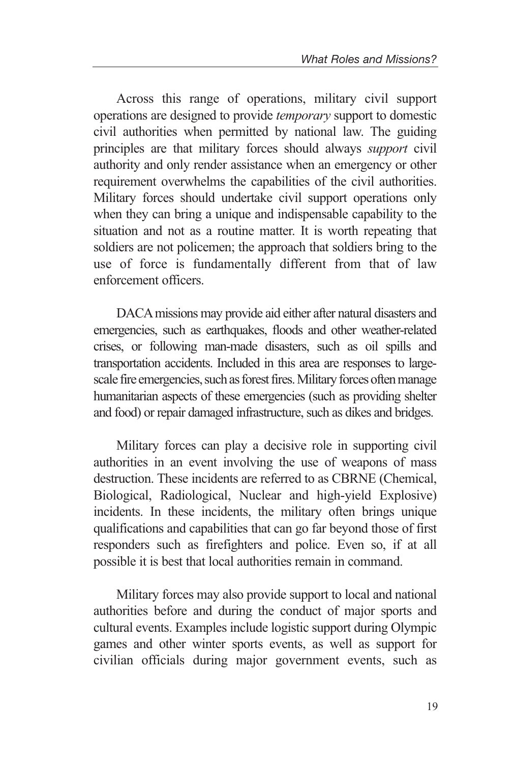Across this range of operations, military civil support operations are designed to provide *temporary* support to domestic civil authorities when permitted by national law. The guiding principles are that military forces should always *support* civil authority and only render assistance when an emergency or other requirement overwhelms the capabilities of the civil authorities. Military forces should undertake civil support operations only when they can bring a unique and indispensable capability to the situation and not as a routine matter. It is worth repeating that soldiers are not policemen; the approach that soldiers bring to the use of force is fundamentally different from that of law enforcement officers.

DACA missions may provide aid either after natural disasters and emergencies, such as earthquakes, floods and other weather-related crises, or following man-made disasters, such as oil spills and transportation accidents. Included in this area are responses to large-scale fire emergencies, such as forest fires. Military forces often manage humanitarian aspects of these emergencies (such as providing shelter and food) or repair damaged infrastructure, such as dikes and bridges.

Military forces can play a decisive role in supporting civil authorities in an event involving the use of weapons of mass destruction. These incidents are referred to as CBRNE (Chemical, Biological, Radiological, Nuclear and high-yield Explosive) incidents. In these incidents, the military often brings unique qualifications and capabilities that can go far beyond those of first responders such as firefighters and police. Even so, if at all possible it is best that local authorities remain in command.

Military forces may also provide support to local and national authorities before and during the conduct of major sports and cultural events. Examples include logistic support during Olympic games and other winter sports events, as well as support for civilian officials during major government events, such as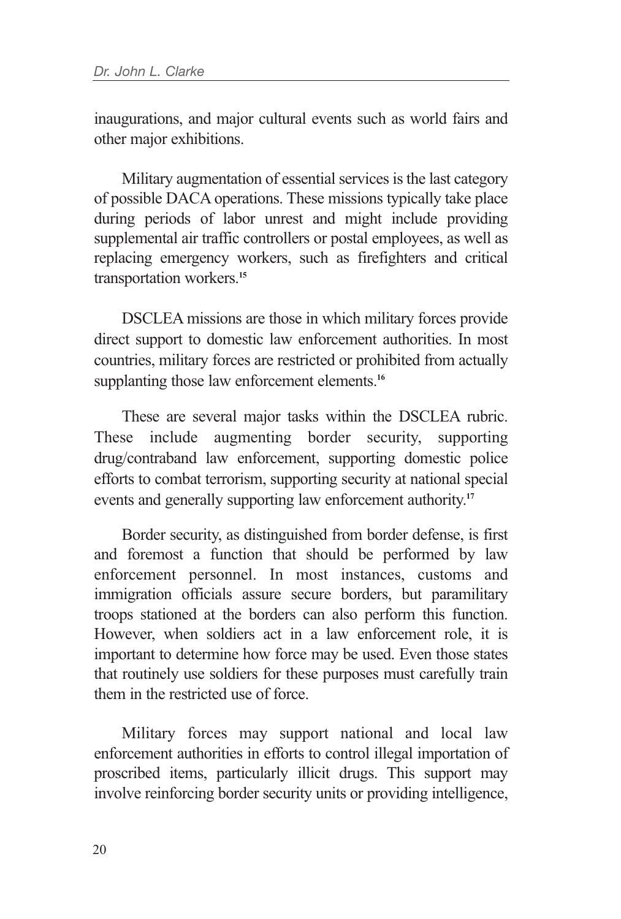inaugurations, and major cultural events such as world fairs and other major exhibitions.

Military augmentation of essential services is the last category of possible DACA operations. These missions typically take place during periods of labor unrest and might include providing supplemental air traffic controllers or postal employees, as well as replacing emergency workers, such as firefighters and critical transportation workers.[15]

DSCLEA missions are those in which military forces provide direct support to domestic law enforcement authorities. In most countries, military forces are restricted or prohibited from actually supplanting those law enforcement elements.[16]

These are several major tasks within the DSCLEA rubric. These include augmenting border security, supporting drug/contraband law enforcement, supporting domestic police efforts to combat terrorism, supporting security at national special events and generally supporting law enforcement authority.[17]

Border security, as distinguished from border defense, is first and foremost a function that should be performed by law enforcement personnel. In most instances, customs and immigration officials assure secure borders, but paramilitary troops stationed at the borders can also perform this function. However, when soldiers act in a law enforcement role, it is important to determine how force may be used. Even those states that routinely use soldiers for these purposes must carefully train them in the restricted use of force.

Military forces may support national and local law enforcement authorities in efforts to control illegal importation of proscribed items, particularly illicit drugs. This support may involve reinforcing border security units or providing intelligence,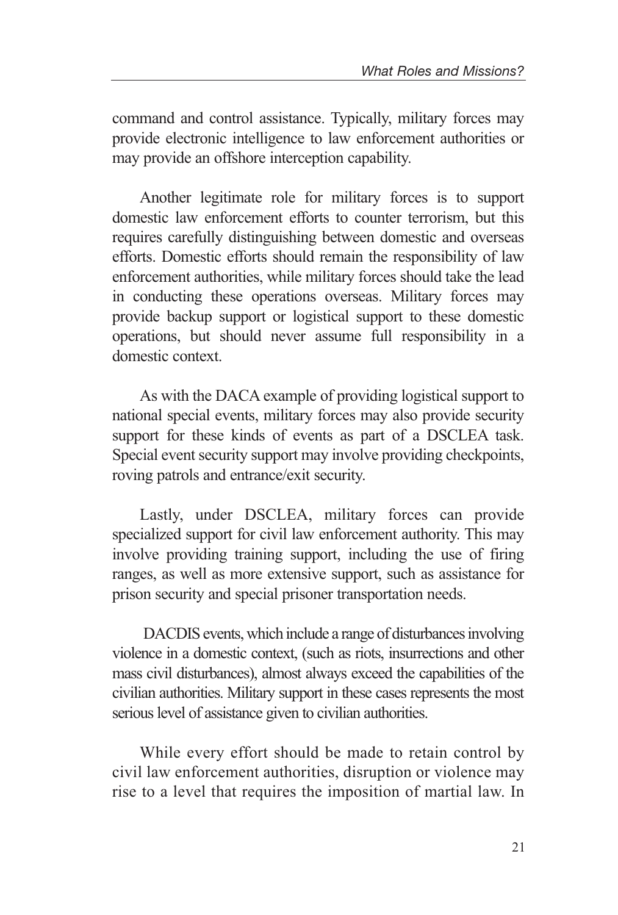command and control assistance. Typically, military forces may provide electronic intelligence to law enforcement authorities or may provide an offshore interception capability.

Another legitimate role for military forces is to support domestic law enforcement efforts to counter terrorism, but this requires carefully distinguishing between domestic and overseas efforts. Domestic efforts should remain the responsibility of law enforcement authorities, while military forces should take the lead in conducting these operations overseas. Military forces may provide backup support or logistical support to these domestic operations, but should never assume full responsibility in a domestic context.

As with the DACA example of providing logistical support to national special events, military forces may also provide security support for these kinds of events as part of a DSCLEA task. Special event security support may involve providing checkpoints, roving patrols and entrance/exit security.

Lastly, under DSCLEA, military forces can provide specialized support for civil law enforcement authority. This may involve providing training support, including the use of firing ranges, as well as more extensive support, such as assistance for prison security and special prisoner transportation needs.

DACDIS events, which include a range of disturbances involving violence in a domestic context, (such as riots, insurrections and other mass civil disturbances), almost always exceed the capabilities of the civilian authorities. Military support in these cases represents the most serious level of assistance given to civilian authorities.

While every effort should be made to retain control by civil law enforcement authorities, disruption or violence may rise to a level that requires the imposition of martial law. In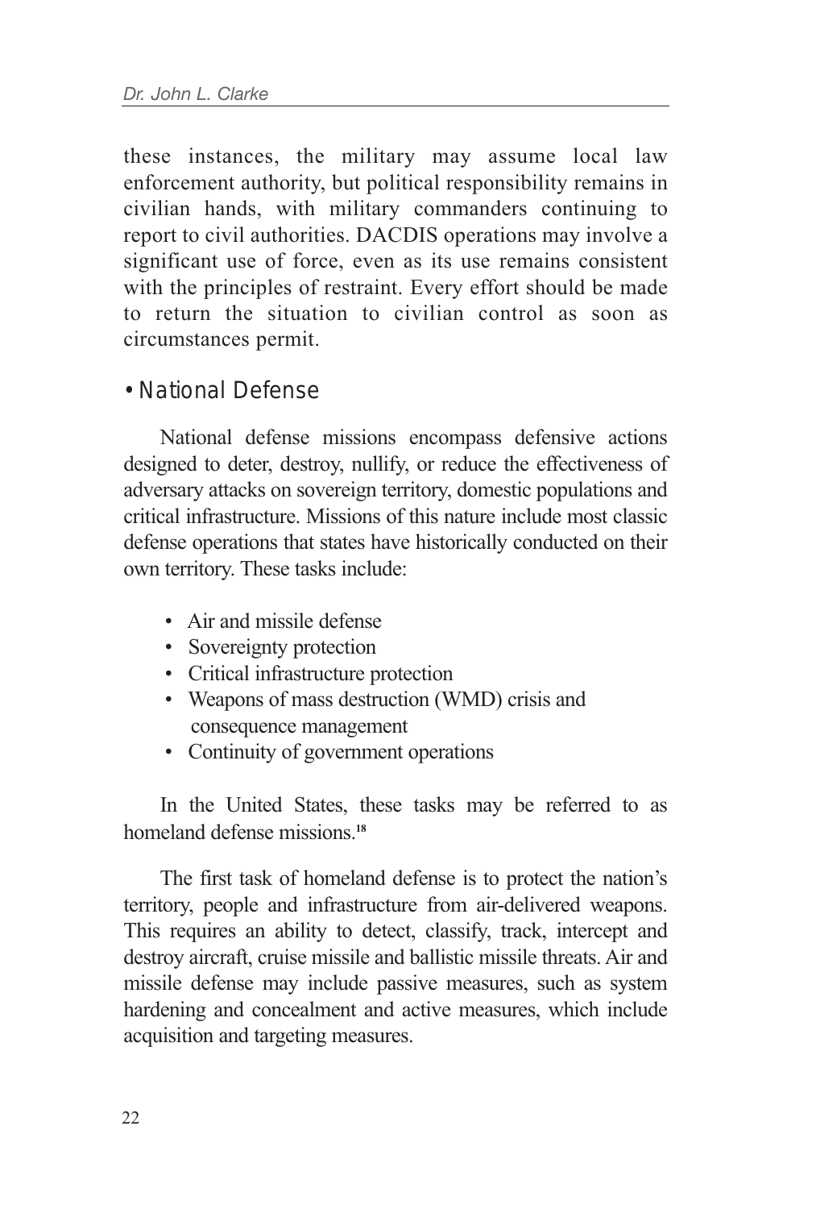these instances, the military may assume local law enforcement authority, but political responsibility remains in civilian hands, with military commanders continuing to report to civil authorities. DACDIS operations may involve a significant use of force, even as its use remains consistent with the principles of restraint. Every effort should be made to return the situation to civilian control as soon as circumstances permit.

### • National Defense

National defense missions encompass defensive actions designed to deter, destroy, nullify, or reduce the effectiveness of adversary attacks on sovereign territory, domestic populations and critical infrastructure. Missions of this nature include most classic defense operations that states have historically conducted on their own territory. These tasks include:

- Air and missile defense
- Sovereignty protection
- Critical infrastructure protection
- Weapons of mass destruction (WMD) crisis and consequence management
- Continuity of government operations

In the United States, these tasks may be referred to as homeland defense missions.[18]

The first task of homeland defense is to protect the nation's territory, people and infrastructure from air-delivered weapons. This requires an ability to detect, classify, track, intercept and destroy aircraft, cruise missile and ballistic missile threats. Air and missile defense may include passive measures, such as system hardening and concealment and active measures, which include acquisition and targeting measures.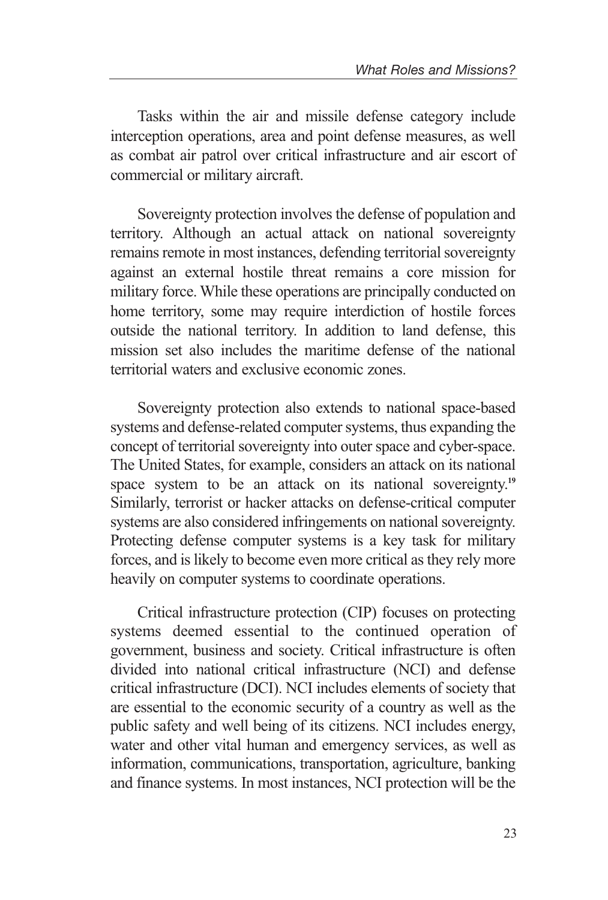Tasks within the air and missile defense category include interception operations, area and point defense measures, as well as combat air patrol over critical infrastructure and air escort of commercial or military aircraft.

Sovereignty protection involves the defense of population and territory. Although an actual attack on national sovereignty remains remote in most instances, defending territorial sovereignty against an external hostile threat remains a core mission for military force. While these operations are principally conducted on home territory, some may require interdiction of hostile forces outside the national territory. In addition to land defense, this mission set also includes the maritime defense of the national territorial waters and exclusive economic zones.

Sovereignty protection also extends to national space-based systems and defense-related computer systems, thus expanding the concept of territorial sovereignty into outer space and cyber-space. The United States, for example, considers an attack on its national space system to be an attack on its national sovereignty.[19] Similarly, terrorist or hacker attacks on defense-critical computer systems are also considered infringements on national sovereignty. Protecting defense computer systems is a key task for military forces, and is likely to become even more critical as they rely more heavily on computer systems to coordinate operations.

Critical infrastructure protection (CIP) focuses on protecting systems deemed essential to the continued operation of government, business and society. Critical infrastructure is often divided into national critical infrastructure (NCI) and defense critical infrastructure (DCI). NCI includes elements of society that are essential to the economic security of a country as well as the public safety and well being of its citizens. NCI includes energy, water and other vital human and emergency services, as well as information, communications, transportation, agriculture, banking and finance systems. In most instances, NCI protection will be the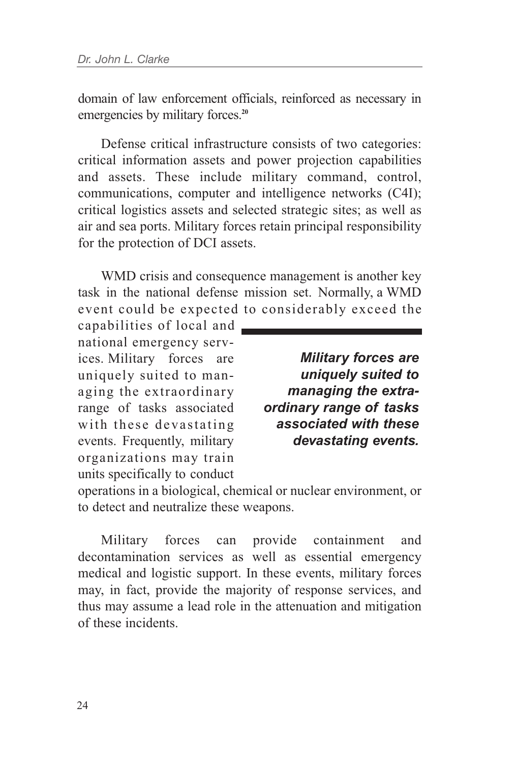domain of law enforcement officials, reinforced as necessary in emergencies by military forces.[20]

Defense critical infrastructure consists of two categories: critical information assets and power projection capabilities and assets. These include military command, control, communications, computer and intelligence networks (C4I); critical logistics assets and selected strategic sites; as well as air and sea ports. Military forces retain principal responsibility for the protection of DCI assets.

WMD crisis and consequence management is another key task in the national defense mission set. Normally, a WMD event could be expected to considerably exceed the capabilities of local and national emergency services. Military forces are uniquely suited to managing the extraordinary range of tasks associated with these devastating events. Frequently, military organizations may train units specifically to conduct operations in a biological, chemical or nuclear environment, or to detect and neutralize these weapons.

> ***Military forces are uniquely suited to managing the extraordinary range of tasks associated with these devastating events.***

Military forces can provide containment and decontamination services as well as essential emergency medical and logistic support. In these events, military forces may, in fact, provide the majority of response services, and thus may assume a lead role in the attenuation and mitigation of these incidents.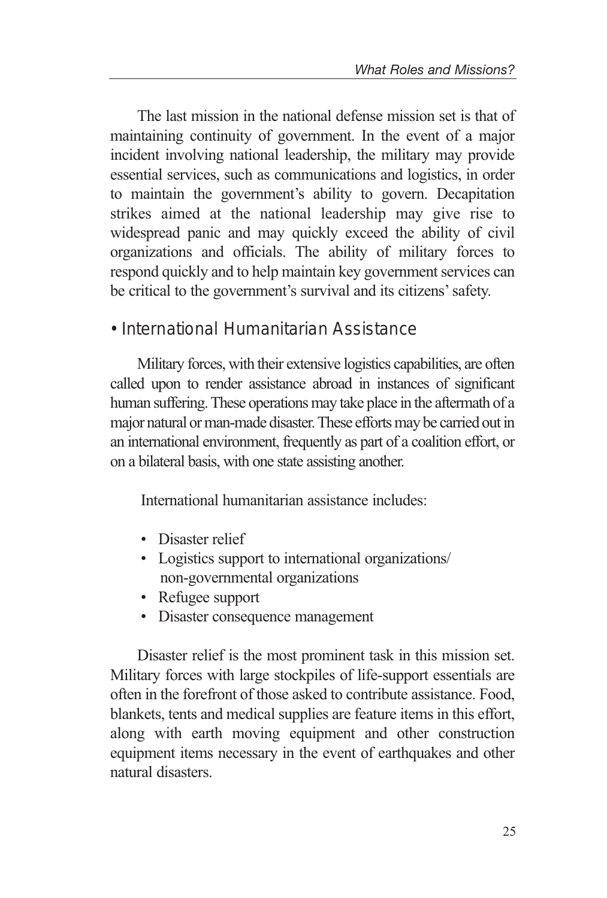The last mission in the national defense mission set is that of maintaining continuity of government. In the event of a major incident involving national leadership, the military may provide essential services, such as communications and logistics, in order to maintain the government's ability to govern. Decapitation strikes aimed at the national leadership may give rise to widespread panic and may quickly exceed the ability of civil organizations and officials. The ability of military forces to respond quickly and to help maintain key government services can be critical to the government's survival and its citizens' safety.

## • International Humanitarian Assistance

Military forces, with their extensive logistics capabilities, are often called upon to render assistance abroad in instances of significant human suffering. These operations may take place in the aftermath of a major natural or man-made disaster. These efforts may be carried out in an international environment, frequently as part of a coalition effort, or on a bilateral basis, with one state assisting another.

International humanitarian assistance includes:

- Disaster relief
- Logistics support to international organizations/ non-governmental organizations
- Refugee support
- Disaster consequence management

Disaster relief is the most prominent task in this mission set. Military forces with large stockpiles of life-support essentials are often in the forefront of those asked to contribute assistance. Food, blankets, tents and medical supplies are feature items in this effort, along with earth moving equipment and other construction equipment items necessary in the event of earthquakes and other natural disasters.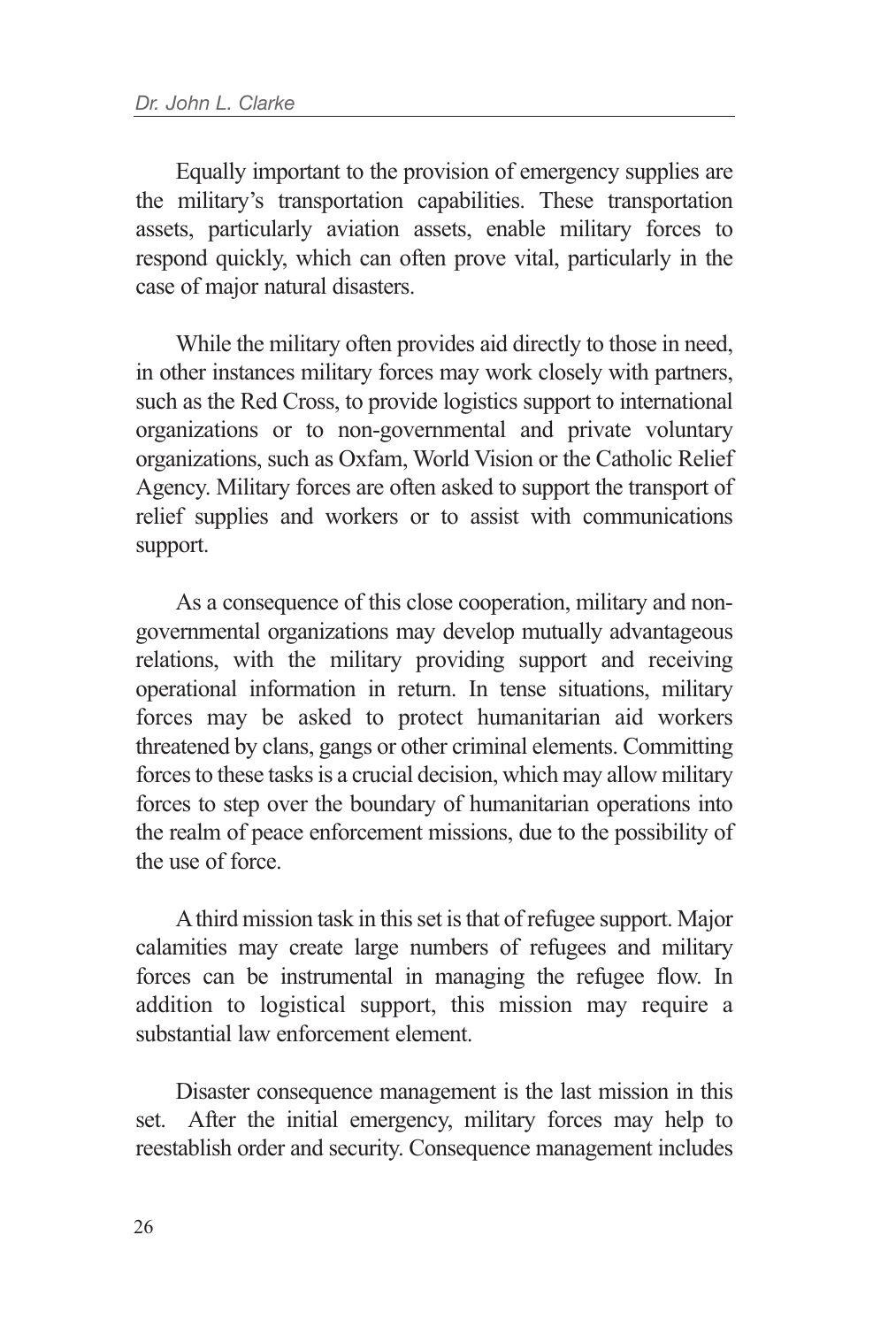Equally important to the provision of emergency supplies are the military's transportation capabilities. These transportation assets, particularly aviation assets, enable military forces to respond quickly, which can often prove vital, particularly in the case of major natural disasters.

While the military often provides aid directly to those in need, in other instances military forces may work closely with partners, such as the Red Cross, to provide logistics support to international organizations or to non-governmental and private voluntary organizations, such as Oxfam, World Vision or the Catholic Relief Agency. Military forces are often asked to support the transport of relief supplies and workers or to assist with communications support.

As a consequence of this close cooperation, military and non-governmental organizations may develop mutually advantageous relations, with the military providing support and receiving operational information in return. In tense situations, military forces may be asked to protect humanitarian aid workers threatened by clans, gangs or other criminal elements. Committing forces to these tasks is a crucial decision, which may allow military forces to step over the boundary of humanitarian operations into the realm of peace enforcement missions, due to the possibility of the use of force.

A third mission task in this set is that of refugee support. Major calamities may create large numbers of refugees and military forces can be instrumental in managing the refugee flow. In addition to logistical support, this mission may require a substantial law enforcement element.

Disaster consequence management is the last mission in this set. After the initial emergency, military forces may help to reestablish order and security. Consequence management includes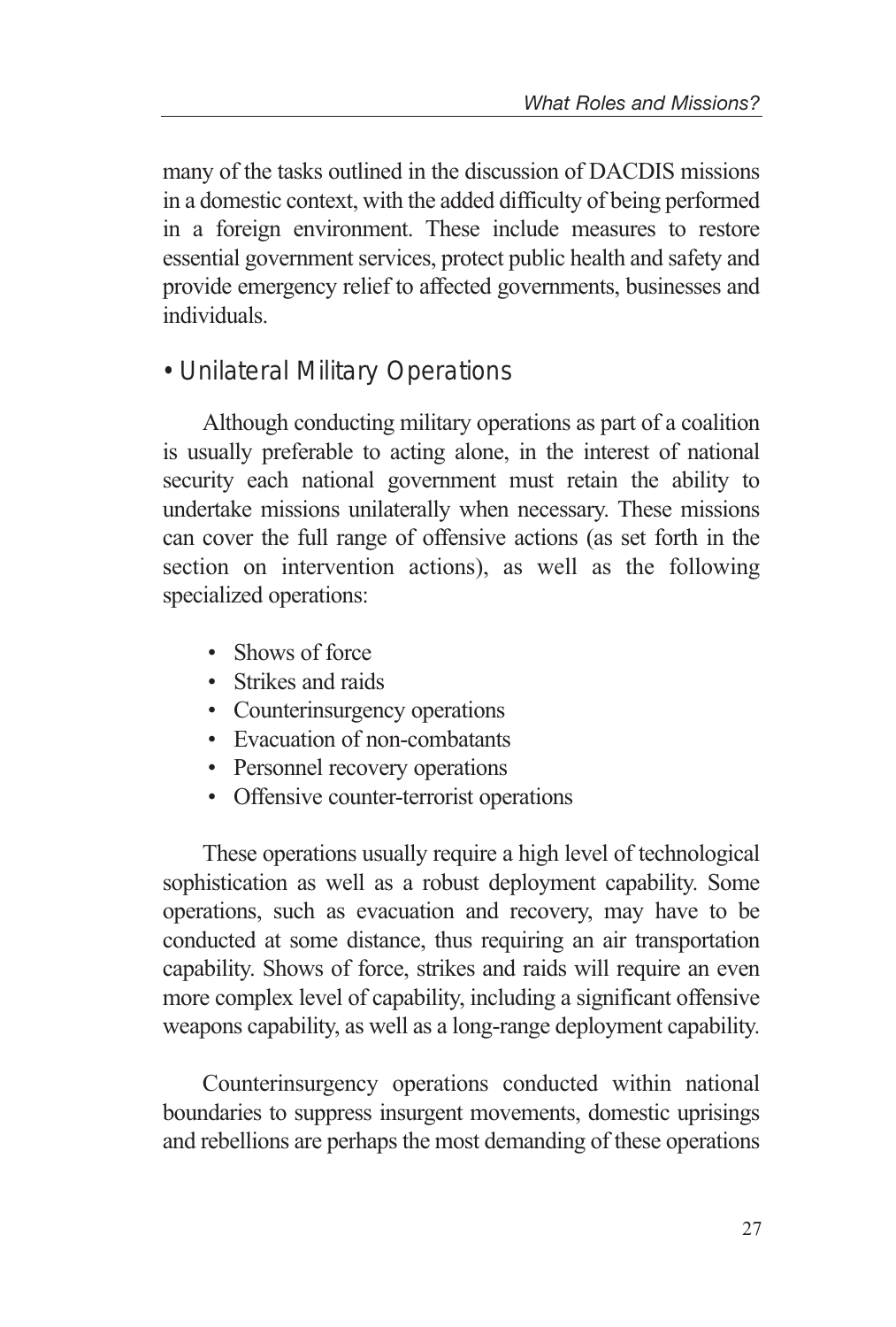many of the tasks outlined in the discussion of DACDIS missions in a domestic context, with the added difficulty of being performed in a foreign environment. These include measures to restore essential government services, protect public health and safety and provide emergency relief to affected governments, businesses and individuals.

### • Unilateral Military Operations

Although conducting military operations as part of a coalition is usually preferable to acting alone, in the interest of national security each national government must retain the ability to undertake missions unilaterally when necessary. These missions can cover the full range of offensive actions (as set forth in the section on intervention actions), as well as the following specialized operations:

- Shows of force
- Strikes and raids
- Counterinsurgency operations
- Evacuation of non-combatants
- Personnel recovery operations
- Offensive counter-terrorist operations

These operations usually require a high level of technological sophistication as well as a robust deployment capability. Some operations, such as evacuation and recovery, may have to be conducted at some distance, thus requiring an air transportation capability. Shows of force, strikes and raids will require an even more complex level of capability, including a significant offensive weapons capability, as well as a long-range deployment capability.

Counterinsurgency operations conducted within national boundaries to suppress insurgent movements, domestic uprisings and rebellions are perhaps the most demanding of these operations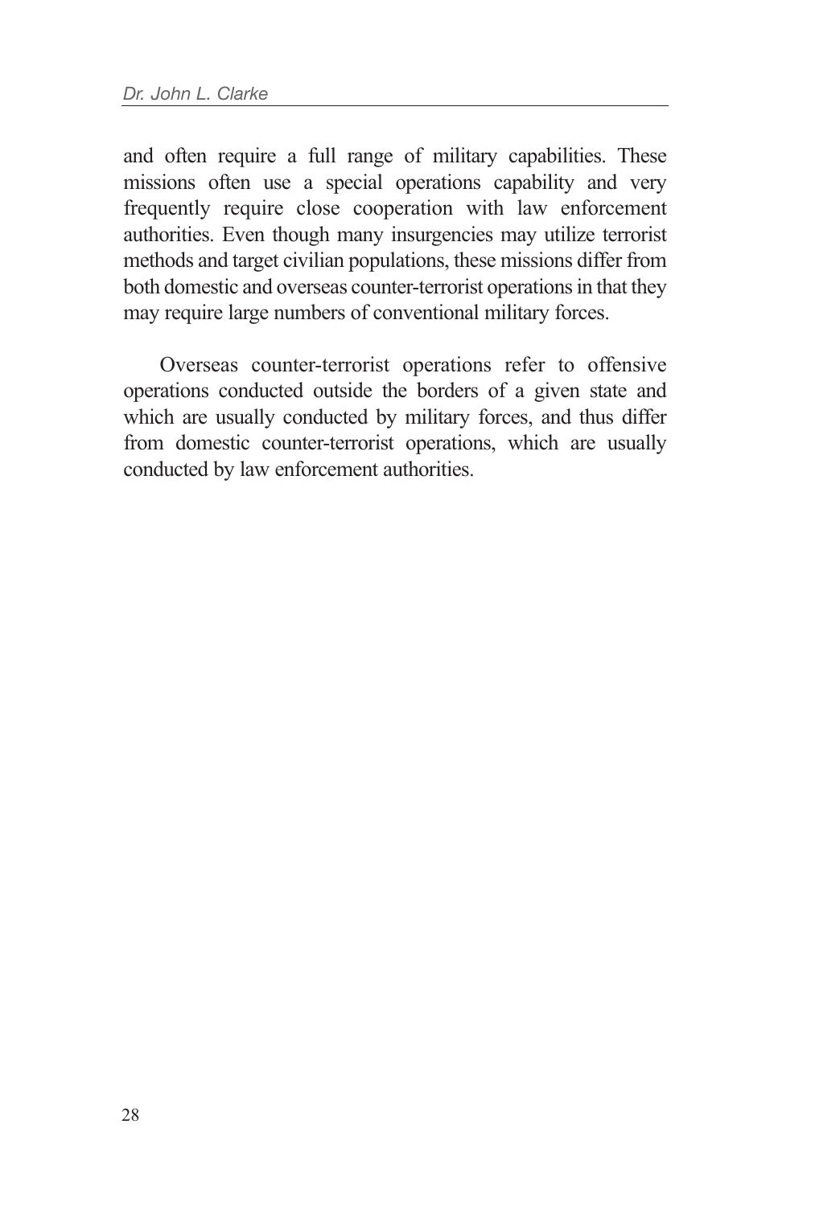and often require a full range of military capabilities. These missions often use a special operations capability and very frequently require close cooperation with law enforcement authorities. Even though many insurgencies may utilize terrorist methods and target civilian populations, these missions differ from both domestic and overseas counter-terrorist operations in that they may require large numbers of conventional military forces.

Overseas counter-terrorist operations refer to offensive operations conducted outside the borders of a given state and which are usually conducted by military forces, and thus differ from domestic counter-terrorist operations, which are usually conducted by law enforcement authorities.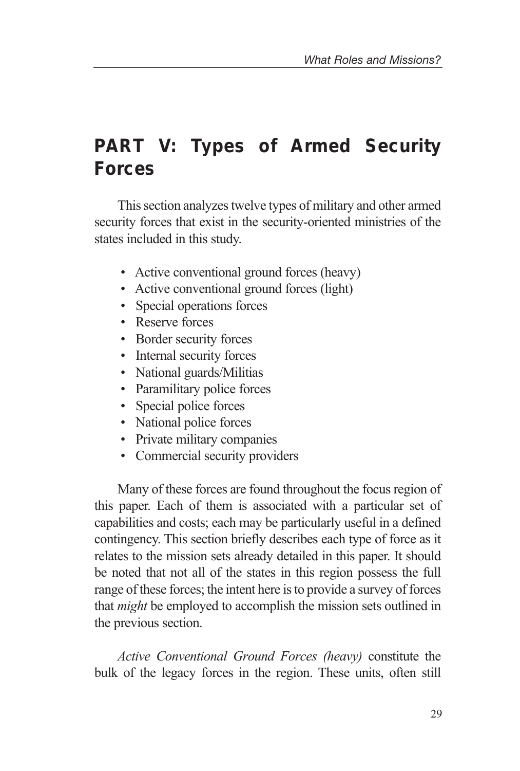# PART V: Types of Armed Security Forces

This section analyzes twelve types of military and other armed security forces that exist in the security-oriented ministries of the states included in this study.

- Active conventional ground forces (heavy)
- Active conventional ground forces (light)
- Special operations forces
- Reserve forces
- Border security forces
- Internal security forces
- National guards/Militias
- Paramilitary police forces
- Special police forces
- National police forces
- Private military companies
- Commercial security providers

Many of these forces are found throughout the focus region of this paper. Each of them is associated with a particular set of capabilities and costs; each may be particularly useful in a defined contingency. This section briefly describes each type of force as it relates to the mission sets already detailed in this paper. It should be noted that not all of the states in this region possess the full range of these forces; the intent here is to provide a survey of forces that *might* be employed to accomplish the mission sets outlined in the previous section.

*Active Conventional Ground Forces (heavy)* constitute the bulk of the legacy forces in the region. These units, often still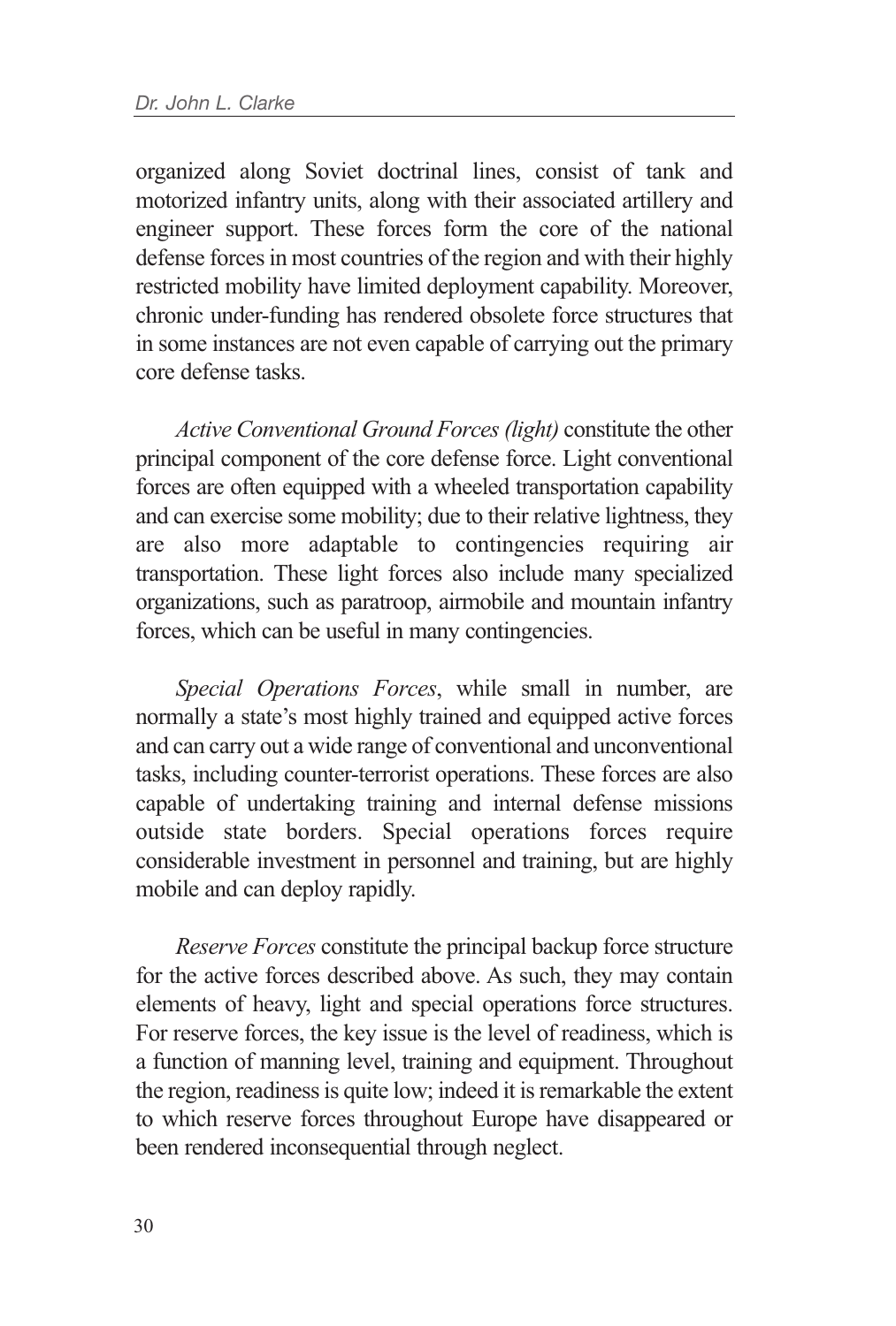organized along Soviet doctrinal lines, consist of tank and motorized infantry units, along with their associated artillery and engineer support. These forces form the core of the national defense forces in most countries of the region and with their highly restricted mobility have limited deployment capability. Moreover, chronic under-funding has rendered obsolete force structures that in some instances are not even capable of carrying out the primary core defense tasks.

*Active Conventional Ground Forces (light)* constitute the other principal component of the core defense force. Light conventional forces are often equipped with a wheeled transportation capability and can exercise some mobility; due to their relative lightness, they are also more adaptable to contingencies requiring air transportation. These light forces also include many specialized organizations, such as paratroop, airmobile and mountain infantry forces, which can be useful in many contingencies.

*Special Operations Forces*, while small in number, are normally a state's most highly trained and equipped active forces and can carry out a wide range of conventional and unconventional tasks, including counter-terrorist operations. These forces are also capable of undertaking training and internal defense missions outside state borders. Special operations forces require considerable investment in personnel and training, but are highly mobile and can deploy rapidly.

*Reserve Forces* constitute the principal backup force structure for the active forces described above. As such, they may contain elements of heavy, light and special operations force structures. For reserve forces, the key issue is the level of readiness, which is a function of manning level, training and equipment. Throughout the region, readiness is quite low; indeed it is remarkable the extent to which reserve forces throughout Europe have disappeared or been rendered inconsequential through neglect.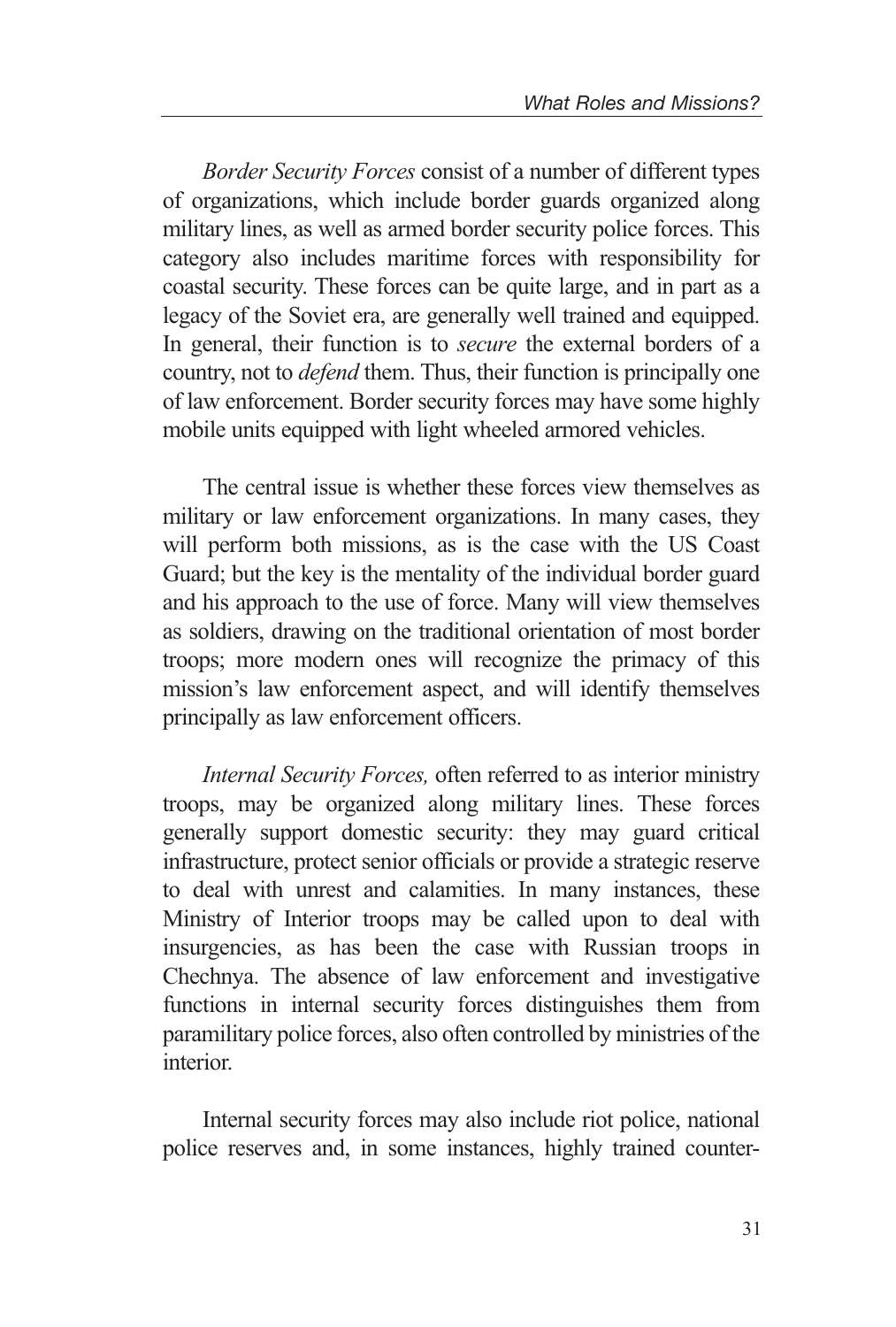*Border Security Forces* consist of a number of different types of organizations, which include border guards organized along military lines, as well as armed border security police forces. This category also includes maritime forces with responsibility for coastal security. These forces can be quite large, and in part as a legacy of the Soviet era, are generally well trained and equipped. In general, their function is to *secure* the external borders of a country, not to *defend* them. Thus, their function is principally one of law enforcement. Border security forces may have some highly mobile units equipped with light wheeled armored vehicles.

The central issue is whether these forces view themselves as military or law enforcement organizations. In many cases, they will perform both missions, as is the case with the US Coast Guard; but the key is the mentality of the individual border guard and his approach to the use of force. Many will view themselves as soldiers, drawing on the traditional orientation of most border troops; more modern ones will recognize the primacy of this mission's law enforcement aspect, and will identify themselves principally as law enforcement officers.

*Internal Security Forces,* often referred to as interior ministry troops, may be organized along military lines. These forces generally support domestic security: they may guard critical infrastructure, protect senior officials or provide a strategic reserve to deal with unrest and calamities. In many instances, these Ministry of Interior troops may be called upon to deal with insurgencies, as has been the case with Russian troops in Chechnya. The absence of law enforcement and investigative functions in internal security forces distinguishes them from paramilitary police forces, also often controlled by ministries of the interior.

Internal security forces may also include riot police, national police reserves and, in some instances, highly trained counter-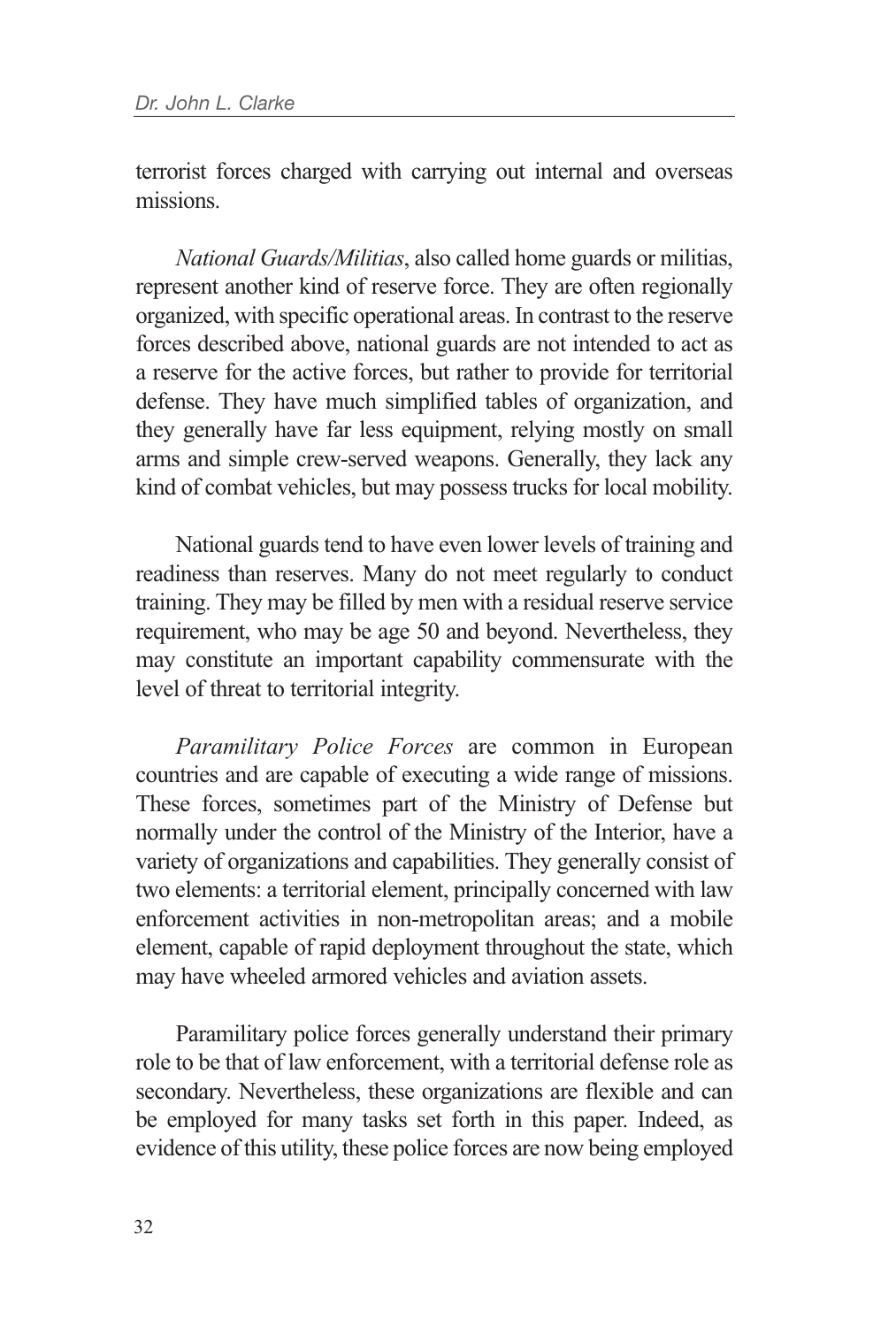terrorist forces charged with carrying out internal and overseas missions.

*National Guards/Militias*, also called home guards or militias, represent another kind of reserve force. They are often regionally organized, with specific operational areas. In contrast to the reserve forces described above, national guards are not intended to act as a reserve for the active forces, but rather to provide for territorial defense. They have much simplified tables of organization, and they generally have far less equipment, relying mostly on small arms and simple crew-served weapons. Generally, they lack any kind of combat vehicles, but may possess trucks for local mobility.

National guards tend to have even lower levels of training and readiness than reserves. Many do not meet regularly to conduct training. They may be filled by men with a residual reserve service requirement, who may be age 50 and beyond. Nevertheless, they may constitute an important capability commensurate with the level of threat to territorial integrity.

*Paramilitary Police Forces* are common in European countries and are capable of executing a wide range of missions. These forces, sometimes part of the Ministry of Defense but normally under the control of the Ministry of the Interior, have a variety of organizations and capabilities. They generally consist of two elements: a territorial element, principally concerned with law enforcement activities in non-metropolitan areas; and a mobile element, capable of rapid deployment throughout the state, which may have wheeled armored vehicles and aviation assets.

Paramilitary police forces generally understand their primary role to be that of law enforcement, with a territorial defense role as secondary. Nevertheless, these organizations are flexible and can be employed for many tasks set forth in this paper. Indeed, as evidence of this utility, these police forces are now being employed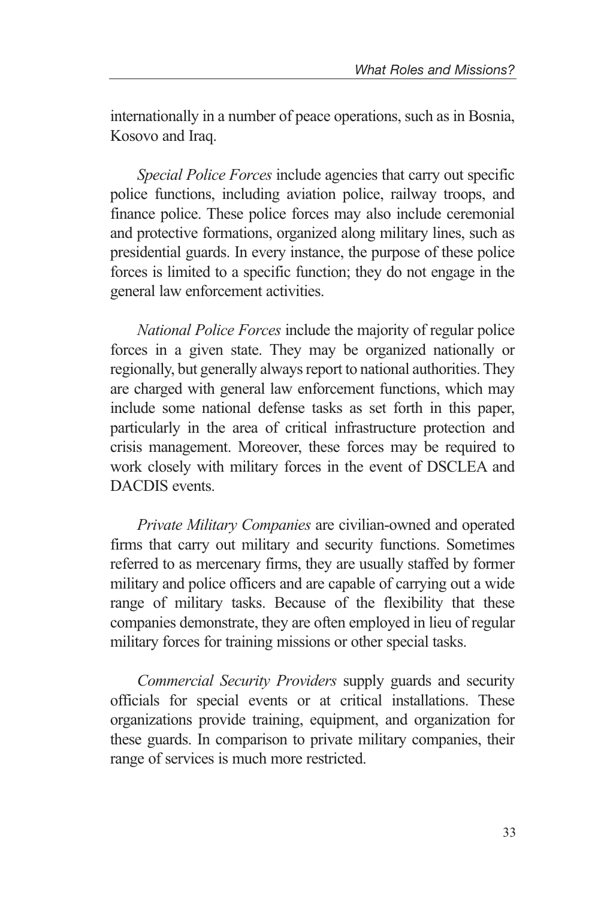internationally in a number of peace operations, such as in Bosnia, Kosovo and Iraq.

*Special Police Forces* include agencies that carry out specific police functions, including aviation police, railway troops, and finance police. These police forces may also include ceremonial and protective formations, organized along military lines, such as presidential guards. In every instance, the purpose of these police forces is limited to a specific function; they do not engage in the general law enforcement activities.

*National Police Forces* include the majority of regular police forces in a given state. They may be organized nationally or regionally, but generally always report to national authorities. They are charged with general law enforcement functions, which may include some national defense tasks as set forth in this paper, particularly in the area of critical infrastructure protection and crisis management. Moreover, these forces may be required to work closely with military forces in the event of DSCLEA and DACDIS events.

*Private Military Companies* are civilian-owned and operated firms that carry out military and security functions. Sometimes referred to as mercenary firms, they are usually staffed by former military and police officers and are capable of carrying out a wide range of military tasks. Because of the flexibility that these companies demonstrate, they are often employed in lieu of regular military forces for training missions or other special tasks.

*Commercial Security Providers* supply guards and security officials for special events or at critical installations. These organizations provide training, equipment, and organization for these guards. In comparison to private military companies, their range of services is much more restricted.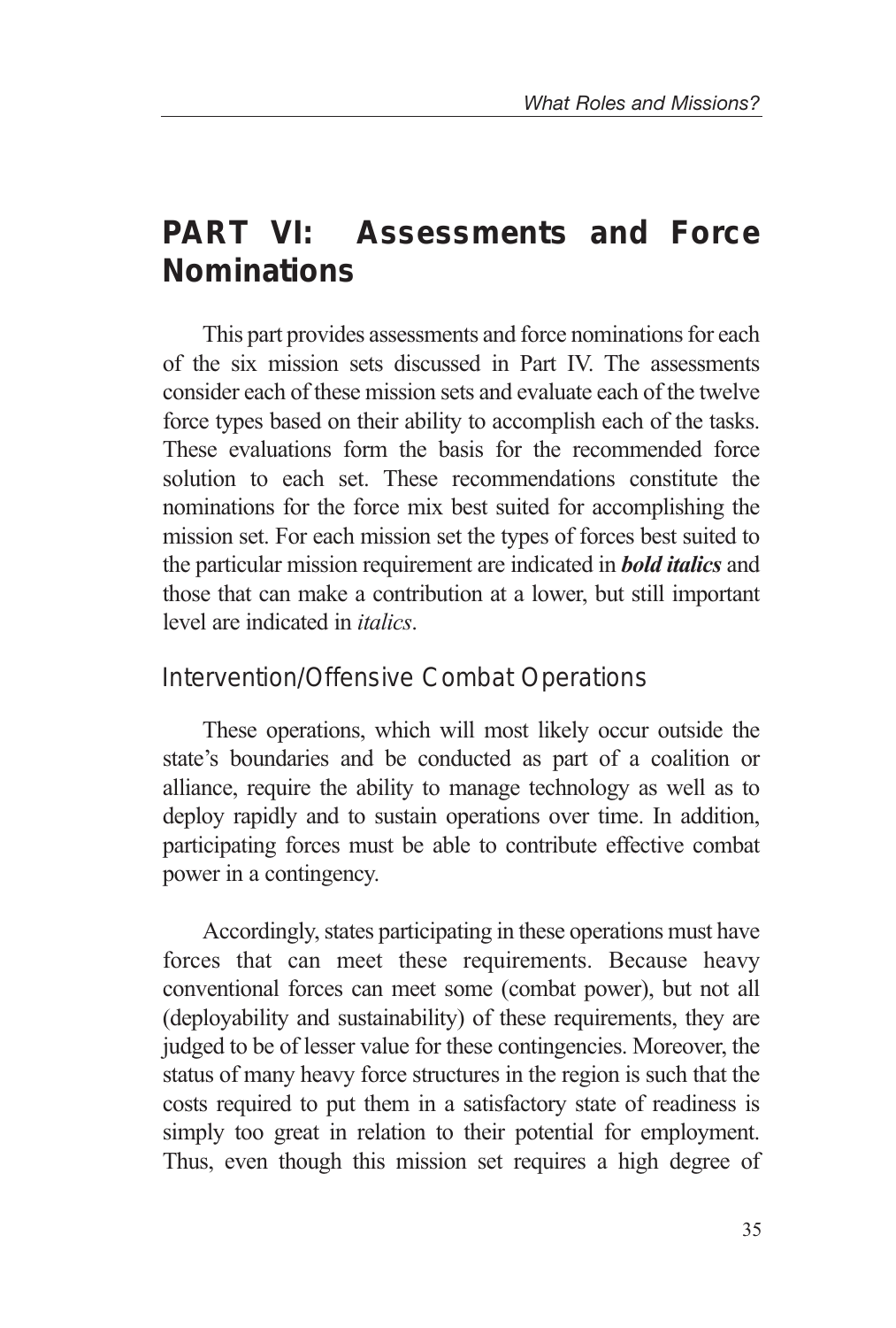# PART VI: Assessments and Force Nominations

This part provides assessments and force nominations for each of the six mission sets discussed in Part IV. The assessments consider each of these mission sets and evaluate each of the twelve force types based on their ability to accomplish each of the tasks. These evaluations form the basis for the recommended force solution to each set. These recommendations constitute the nominations for the force mix best suited for accomplishing the mission set. For each mission set the types of forces best suited to the particular mission requirement are indicated in ***bold italics*** and those that can make a contribution at a lower, but still important level are indicated in *italics*.

## Intervention/Offensive Combat Operations

These operations, which will most likely occur outside the state's boundaries and be conducted as part of a coalition or alliance, require the ability to manage technology as well as to deploy rapidly and to sustain operations over time. In addition, participating forces must be able to contribute effective combat power in a contingency.

Accordingly, states participating in these operations must have forces that can meet these requirements. Because heavy conventional forces can meet some (combat power), but not all (deployability and sustainability) of these requirements, they are judged to be of lesser value for these contingencies. Moreover, the status of many heavy force structures in the region is such that the costs required to put them in a satisfactory state of readiness is simply too great in relation to their potential for employment. Thus, even though this mission set requires a high degree of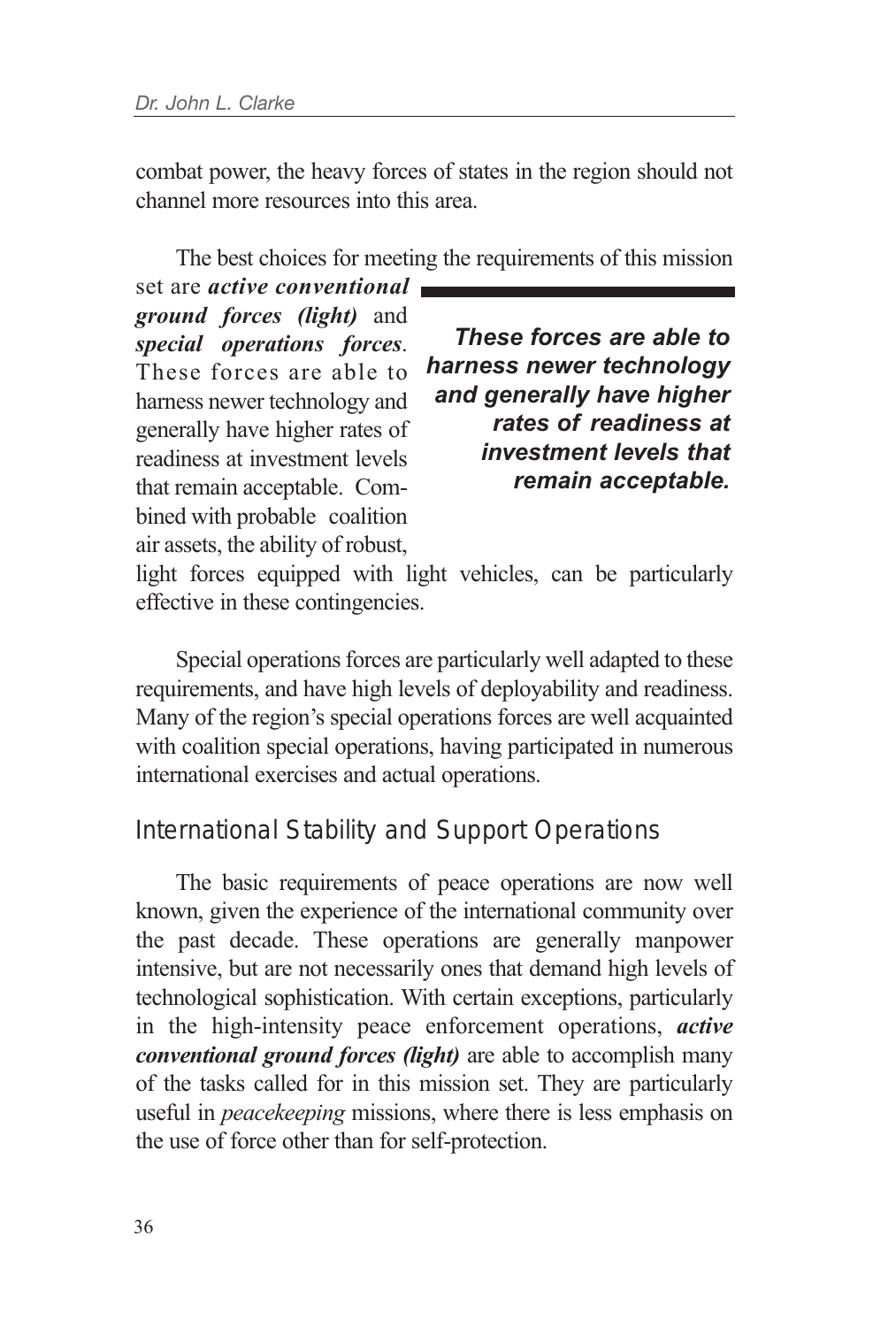combat power, the heavy forces of states in the region should not channel more resources into this area.

The best choices for meeting the requirements of this mission set are ***active conventional ground forces (light)*** and ***special operations forces***. These forces are able to harness newer technology and generally have higher rates of readiness at investment levels that remain acceptable. Combined with probable coalition air assets, the ability of robust, light forces equipped with light vehicles, can be particularly effective in these contingencies.

> ***These forces are able to harness newer technology and generally have higher rates of readiness at investment levels that remain acceptable.***

Special operations forces are particularly well adapted to these requirements, and have high levels of deployability and readiness. Many of the region's special operations forces are well acquainted with coalition special operations, having participated in numerous international exercises and actual operations.

## International Stability and Support Operations

The basic requirements of peace operations are now well known, given the experience of the international community over the past decade. These operations are generally manpower intensive, but are not necessarily ones that demand high levels of technological sophistication. With certain exceptions, particularly in the high-intensity peace enforcement operations, ***active conventional ground forces (light)*** are able to accomplish many of the tasks called for in this mission set. They are particularly useful in *peacekeeping* missions, where there is less emphasis on the use of force other than for self-protection.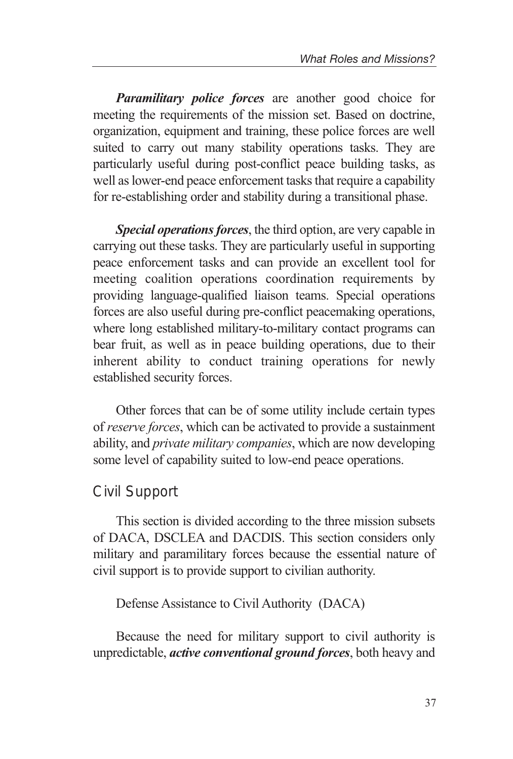***Paramilitary police forces*** are another good choice for meeting the requirements of the mission set. Based on doctrine, organization, equipment and training, these police forces are well suited to carry out many stability operations tasks. They are particularly useful during post-conflict peace building tasks, as well as lower-end peace enforcement tasks that require a capability for re-establishing order and stability during a transitional phase.

***Special operations forces***, the third option, are very capable in carrying out these tasks. They are particularly useful in supporting peace enforcement tasks and can provide an excellent tool for meeting coalition operations coordination requirements by providing language-qualified liaison teams. Special operations forces are also useful during pre-conflict peacemaking operations, where long established military-to-military contact programs can bear fruit, as well as in peace building operations, due to their inherent ability to conduct training operations for newly established security forces.

Other forces that can be of some utility include certain types of *reserve forces*, which can be activated to provide a sustainment ability, and *private military companies*, which are now developing some level of capability suited to low-end peace operations.

## Civil Support

This section is divided according to the three mission subsets of DACA, DSCLEA and DACDIS. This section considers only military and paramilitary forces because the essential nature of civil support is to provide support to civilian authority.

### Defense Assistance to Civil Authority (DACA)

Because the need for military support to civil authority is unpredictable, ***active conventional ground forces***, both heavy and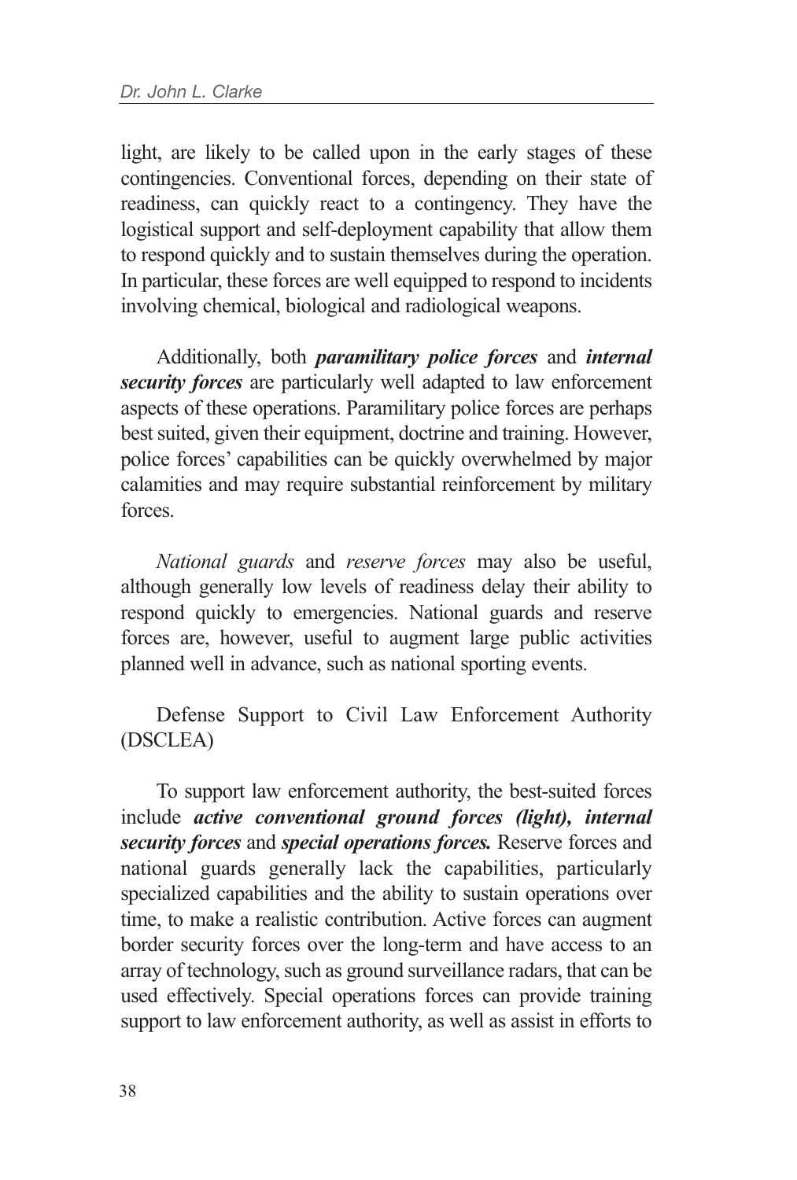light, are likely to be called upon in the early stages of these contingencies. Conventional forces, depending on their state of readiness, can quickly react to a contingency. They have the logistical support and self-deployment capability that allow them to respond quickly and to sustain themselves during the operation. In particular, these forces are well equipped to respond to incidents involving chemical, biological and radiological weapons.

Additionally, both ***paramilitary police forces*** and ***internal security forces*** are particularly well adapted to law enforcement aspects of these operations. Paramilitary police forces are perhaps best suited, given their equipment, doctrine and training. However, police forces' capabilities can be quickly overwhelmed by major calamities and may require substantial reinforcement by military forces.

*National guards* and *reserve forces* may also be useful, although generally low levels of readiness delay their ability to respond quickly to emergencies. National guards and reserve forces are, however, useful to augment large public activities planned well in advance, such as national sporting events.

Defense Support to Civil Law Enforcement Authority (DSCLEA)

To support law enforcement authority, the best-suited forces include ***active conventional ground forces (light), internal security forces*** and ***special operations forces.*** Reserve forces and national guards generally lack the capabilities, particularly specialized capabilities and the ability to sustain operations over time, to make a realistic contribution. Active forces can augment border security forces over the long-term and have access to an array of technology, such as ground surveillance radars, that can be used effectively. Special operations forces can provide training support to law enforcement authority, as well as assist in efforts to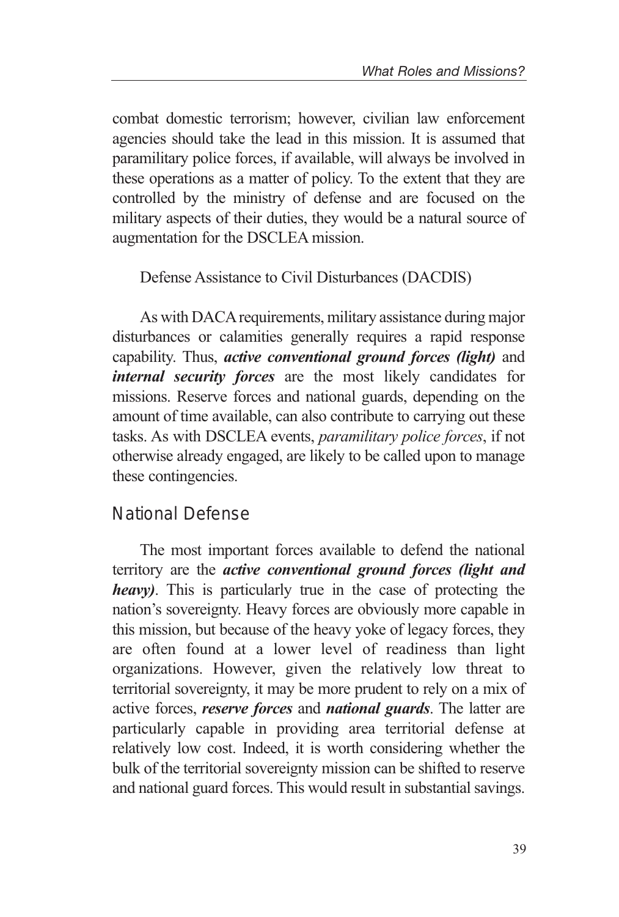combat domestic terrorism; however, civilian law enforcement agencies should take the lead in this mission. It is assumed that paramilitary police forces, if available, will always be involved in these operations as a matter of policy. To the extent that they are controlled by the ministry of defense and are focused on the military aspects of their duties, they would be a natural source of augmentation for the DSCLEA mission.

Defense Assistance to Civil Disturbances (DACDIS)

As with DACA requirements, military assistance during major disturbances or calamities generally requires a rapid response capability. Thus, ***active conventional ground forces (light)*** and ***internal security forces*** are the most likely candidates for missions. Reserve forces and national guards, depending on the amount of time available, can also contribute to carrying out these tasks. As with DSCLEA events, *paramilitary police forces*, if not otherwise already engaged, are likely to be called upon to manage these contingencies.

## National Defense

The most important forces available to defend the national territory are the ***active conventional ground forces (light and heavy)***. This is particularly true in the case of protecting the nation's sovereignty. Heavy forces are obviously more capable in this mission, but because of the heavy yoke of legacy forces, they are often found at a lower level of readiness than light organizations. However, given the relatively low threat to territorial sovereignty, it may be more prudent to rely on a mix of active forces, ***reserve forces*** and ***national guards***. The latter are particularly capable in providing area territorial defense at relatively low cost. Indeed, it is worth considering whether the bulk of the territorial sovereignty mission can be shifted to reserve and national guard forces. This would result in substantial savings.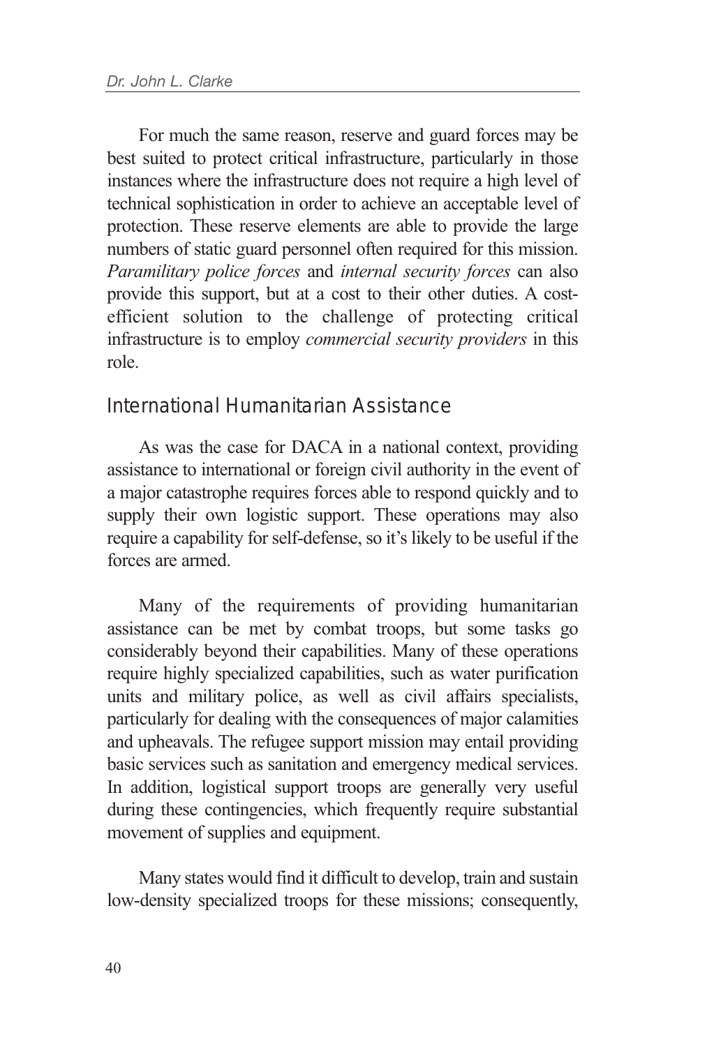For much the same reason, reserve and guard forces may be best suited to protect critical infrastructure, particularly in those instances where the infrastructure does not require a high level of technical sophistication in order to achieve an acceptable level of protection. These reserve elements are able to provide the large numbers of static guard personnel often required for this mission. *Paramilitary police forces* and *internal security forces* can also provide this support, but at a cost to their other duties. A cost-efficient solution to the challenge of protecting critical infrastructure is to employ *commercial security providers* in this role.

## International Humanitarian Assistance

As was the case for DACA in a national context, providing assistance to international or foreign civil authority in the event of a major catastrophe requires forces able to respond quickly and to supply their own logistic support. These operations may also require a capability for self-defense, so it's likely to be useful if the forces are armed.

Many of the requirements of providing humanitarian assistance can be met by combat troops, but some tasks go considerably beyond their capabilities. Many of these operations require highly specialized capabilities, such as water purification units and military police, as well as civil affairs specialists, particularly for dealing with the consequences of major calamities and upheavals. The refugee support mission may entail providing basic services such as sanitation and emergency medical services. In addition, logistical support troops are generally very useful during these contingencies, which frequently require substantial movement of supplies and equipment.

Many states would find it difficult to develop, train and sustain low-density specialized troops for these missions; consequently,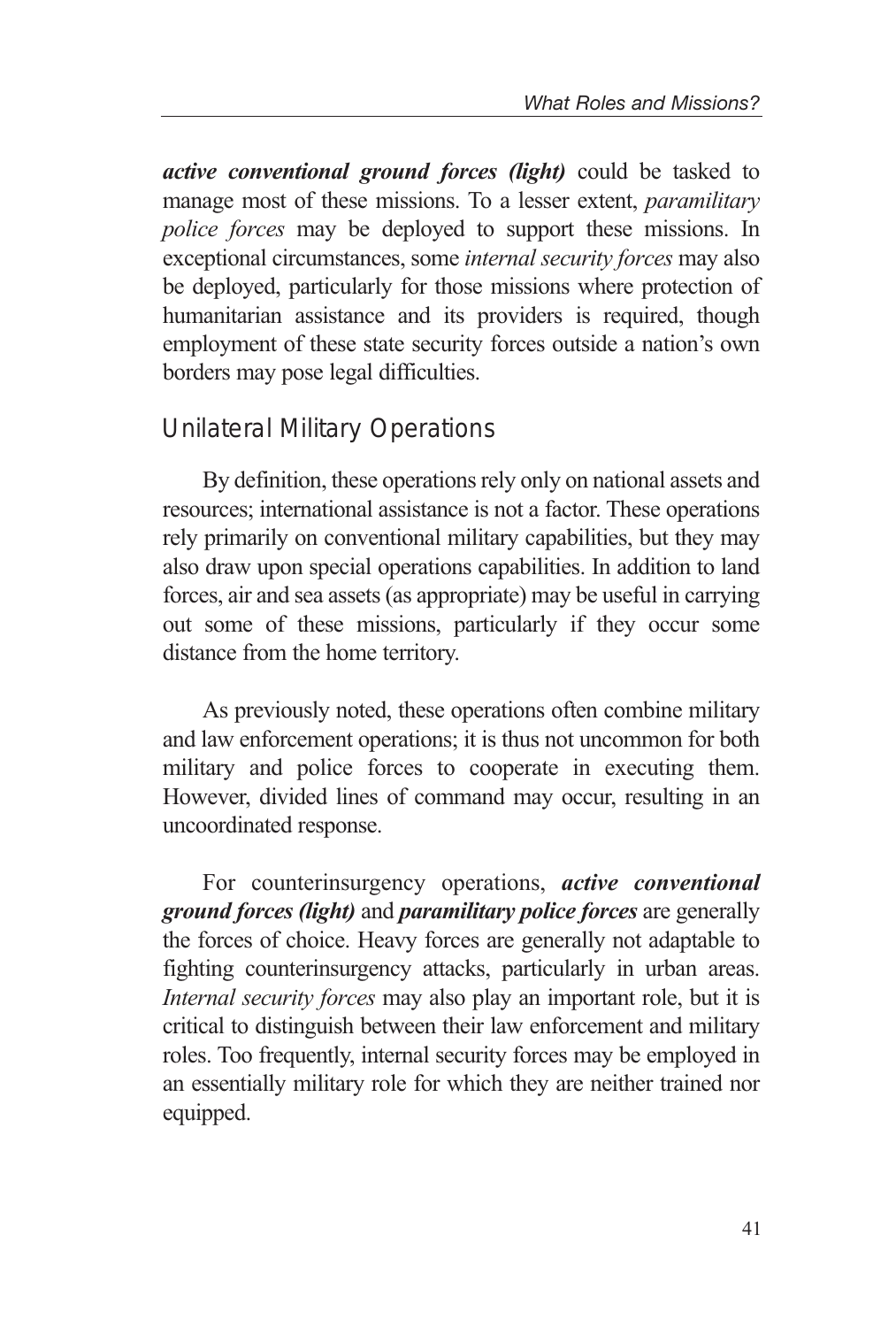***active conventional ground forces (light)*** could be tasked to manage most of these missions. To a lesser extent, *paramilitary police forces* may be deployed to support these missions. In exceptional circumstances, some *internal security forces* may also be deployed, particularly for those missions where protection of humanitarian assistance and its providers is required, though employment of these state security forces outside a nation's own borders may pose legal difficulties.

## Unilateral Military Operations

By definition, these operations rely only on national assets and resources; international assistance is not a factor. These operations rely primarily on conventional military capabilities, but they may also draw upon special operations capabilities. In addition to land forces, air and sea assets (as appropriate) may be useful in carrying out some of these missions, particularly if they occur some distance from the home territory.

As previously noted, these operations often combine military and law enforcement operations; it is thus not uncommon for both military and police forces to cooperate in executing them. However, divided lines of command may occur, resulting in an uncoordinated response.

For counterinsurgency operations, ***active conventional ground forces (light)*** and ***paramilitary police forces*** are generally the forces of choice. Heavy forces are generally not adaptable to fighting counterinsurgency attacks, particularly in urban areas. *Internal security forces* may also play an important role, but it is critical to distinguish between their law enforcement and military roles. Too frequently, internal security forces may be employed in an essentially military role for which they are neither trained nor equipped.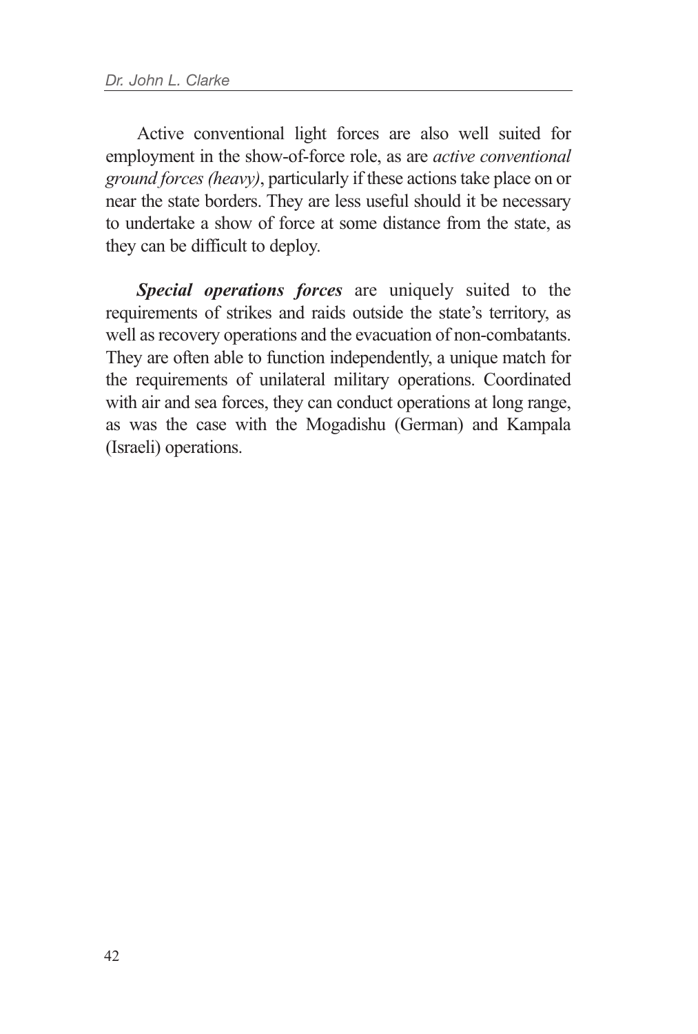Active conventional light forces are also well suited for employment in the show-of-force role, as are *active conventional ground forces (heavy)*, particularly if these actions take place on or near the state borders. They are less useful should it be necessary to undertake a show of force at some distance from the state, as they can be difficult to deploy.

***Special operations forces*** are uniquely suited to the requirements of strikes and raids outside the state's territory, as well as recovery operations and the evacuation of non-combatants. They are often able to function independently, a unique match for the requirements of unilateral military operations. Coordinated with air and sea forces, they can conduct operations at long range, as was the case with the Mogadishu (German) and Kampala (Israeli) operations.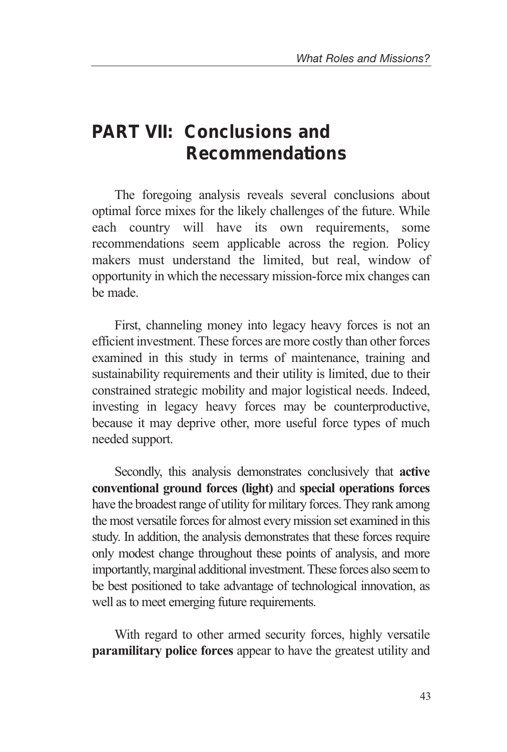# PART VII: Conclusions and Recommendations

The foregoing analysis reveals several conclusions about optimal force mixes for the likely challenges of the future. While each country will have its own requirements, some recommendations seem applicable across the region. Policy makers must understand the limited, but real, window of opportunity in which the necessary mission-force mix changes can be made.

First, channeling money into legacy heavy forces is not an efficient investment. These forces are more costly than other forces examined in this study in terms of maintenance, training and sustainability requirements and their utility is limited, due to their constrained strategic mobility and major logistical needs. Indeed, investing in legacy heavy forces may be counterproductive, because it may deprive other, more useful force types of much needed support.

Secondly, this analysis demonstrates conclusively that **active conventional ground forces (light)** and **special operations forces** have the broadest range of utility for military forces. They rank among the most versatile forces for almost every mission set examined in this study. In addition, the analysis demonstrates that these forces require only modest change throughout these points of analysis, and more importantly, marginal additional investment. These forces also seem to be best positioned to take advantage of technological innovation, as well as to meet emerging future requirements.

With regard to other armed security forces, highly versatile **paramilitary police forces** appear to have the greatest utility and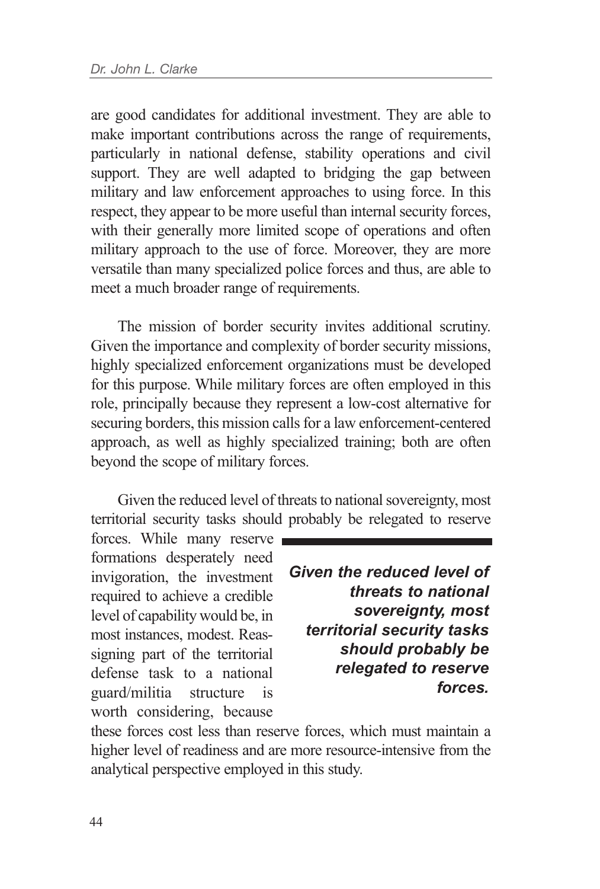are good candidates for additional investment. They are able to make important contributions across the range of requirements, particularly in national defense, stability operations and civil support. They are well adapted to bridging the gap between military and law enforcement approaches to using force. In this respect, they appear to be more useful than internal security forces, with their generally more limited scope of operations and often military approach to the use of force. Moreover, they are more versatile than many specialized police forces and thus, are able to meet a much broader range of requirements.

The mission of border security invites additional scrutiny. Given the importance and complexity of border security missions, highly specialized enforcement organizations must be developed for this purpose. While military forces are often employed in this role, principally because they represent a low-cost alternative for securing borders, this mission calls for a law enforcement-centered approach, as well as highly specialized training; both are often beyond the scope of military forces.

Given the reduced level of threats to national sovereignty, most territorial security tasks should probably be relegated to reserve forces. While many reserve formations desperately need invigoration, the investment required to achieve a credible level of capability would be, in most instances, modest. Reassigning part of the territorial defense task to a national guard/militia structure is worth considering, because these forces cost less than reserve forces, which must maintain a higher level of readiness and are more resource-intensive from the analytical perspective employed in this study.

***Given the reduced level of threats to national sovereignty, most territorial security tasks should probably be relegated to reserve forces.***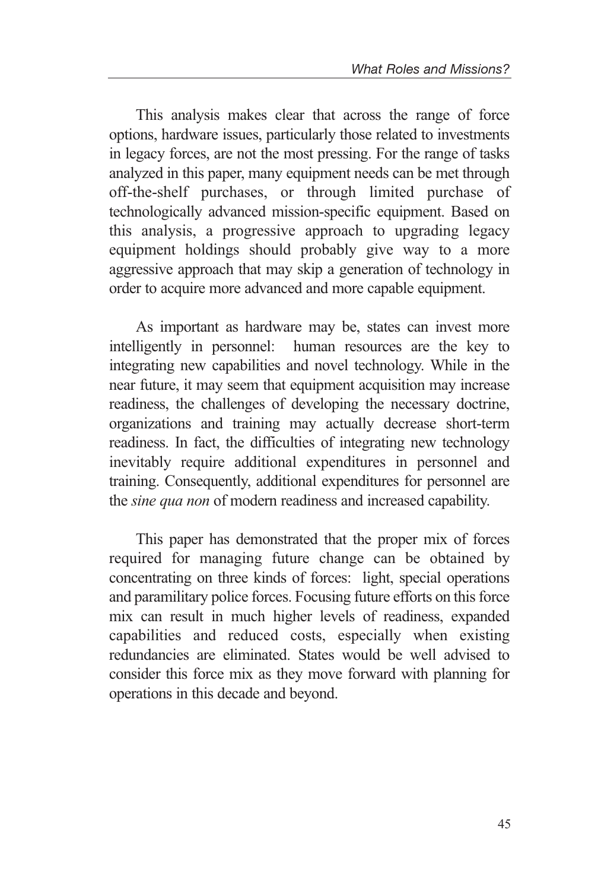This analysis makes clear that across the range of force options, hardware issues, particularly those related to investments in legacy forces, are not the most pressing. For the range of tasks analyzed in this paper, many equipment needs can be met through off-the-shelf purchases, or through limited purchase of technologically advanced mission-specific equipment. Based on this analysis, a progressive approach to upgrading legacy equipment holdings should probably give way to a more aggressive approach that may skip a generation of technology in order to acquire more advanced and more capable equipment.

As important as hardware may be, states can invest more intelligently in personnel: human resources are the key to integrating new capabilities and novel technology. While in the near future, it may seem that equipment acquisition may increase readiness, the challenges of developing the necessary doctrine, organizations and training may actually decrease short-term readiness. In fact, the difficulties of integrating new technology inevitably require additional expenditures in personnel and training. Consequently, additional expenditures for personnel are the *sine qua non* of modern readiness and increased capability.

This paper has demonstrated that the proper mix of forces required for managing future change can be obtained by concentrating on three kinds of forces: light, special operations and paramilitary police forces. Focusing future efforts on this force mix can result in much higher levels of readiness, expanded capabilities and reduced costs, especially when existing redundancies are eliminated. States would be well advised to consider this force mix as they move forward with planning for operations in this decade and beyond.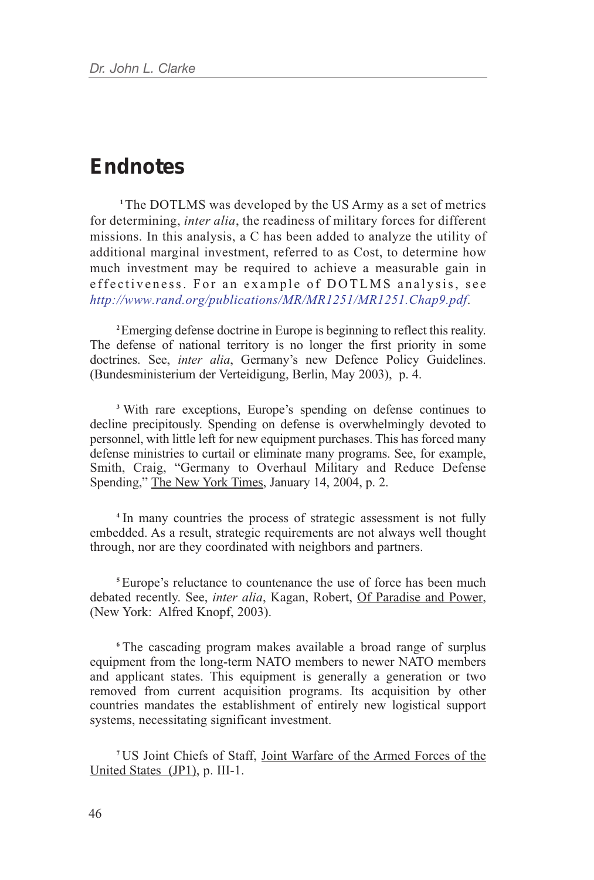# Endnotes

[1] The DOTLMS was developed by the US Army as a set of metrics for determining, *inter alia*, the readiness of military forces for different missions. In this analysis, a C has been added to analyze the utility of additional marginal investment, referred to as Cost, to determine how much investment may be required to achieve a measurable gain in effectiveness. For an example of DOTLMS analysis, see *http://www.rand.org/publications/MR/MR1251/MR1251.Chap9.pdf*.

[2] Emerging defense doctrine in Europe is beginning to reflect this reality. The defense of national territory is no longer the first priority in some doctrines. See, *inter alia*, Germany's new Defence Policy Guidelines. (Bundesministerium der Verteidigung, Berlin, May 2003), p. 4.

[3] With rare exceptions, Europe's spending on defense continues to decline precipitously. Spending on defense is overwhelmingly devoted to personnel, with little left for new equipment purchases. This has forced many defense ministries to curtail or eliminate many programs. See, for example, Smith, Craig, "Germany to Overhaul Military and Reduce Defense Spending," The New York Times, January 14, 2004, p. 2.

[4] In many countries the process of strategic assessment is not fully embedded. As a result, strategic requirements are not always well thought through, nor are they coordinated with neighbors and partners.

[5] Europe's reluctance to countenance the use of force has been much debated recently. See, *inter alia*, Kagan, Robert, Of Paradise and Power, (New York: Alfred Knopf, 2003).

[6] The cascading program makes available a broad range of surplus equipment from the long-term NATO members to newer NATO members and applicant states. This equipment is generally a generation or two removed from current acquisition programs. Its acquisition by other countries mandates the establishment of entirely new logistical support systems, necessitating significant investment.

[7] US Joint Chiefs of Staff, Joint Warfare of the Armed Forces of the United States (JP1), p. III-1.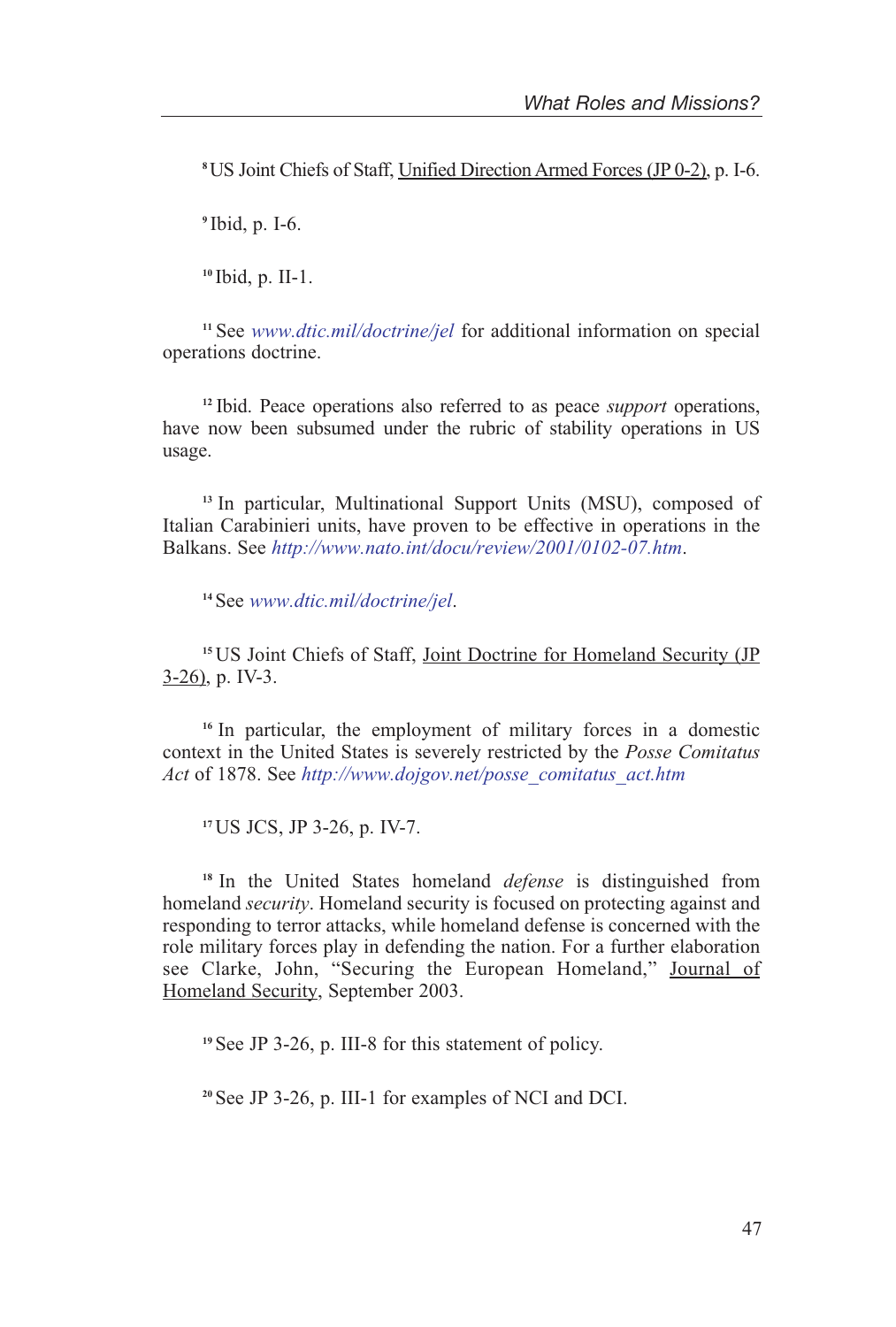[8] US Joint Chiefs of Staff, Unified Direction Armed Forces (JP 0-2), p. I-6.

[9] Ibid, p. I-6.

[10] Ibid, p. II-1.

[11] See *www.dtic.mil/doctrine/jel* for additional information on special operations doctrine.

[12] Ibid. Peace operations also referred to as peace *support* operations, have now been subsumed under the rubric of stability operations in US usage.

[13] In particular, Multinational Support Units (MSU), composed of Italian Carabinieri units, have proven to be effective in operations in the Balkans. See *http://www.nato.int/docu/review/2001/0102-07.htm*.

[14] See *www.dtic.mil/doctrine/jel*.

[15] US Joint Chiefs of Staff, Joint Doctrine for Homeland Security (JP 3-26), p. IV-3.

[16] In particular, the employment of military forces in a domestic context in the United States is severely restricted by the *Posse Comitatus Act* of 1878. See *http://www.dojgov.net/posse_comitatus_act.htm*

[17] US JCS, JP 3-26, p. IV-7.

[18] In the United States homeland *defense* is distinguished from homeland *security*. Homeland security is focused on protecting against and responding to terror attacks, while homeland defense is concerned with the role military forces play in defending the nation. For a further elaboration see Clarke, John, "Securing the European Homeland," Journal of Homeland Security, September 2003.

[19] See JP 3-26, p. III-8 for this statement of policy.

[20] See JP 3-26, p. III-1 for examples of NCI and DCI.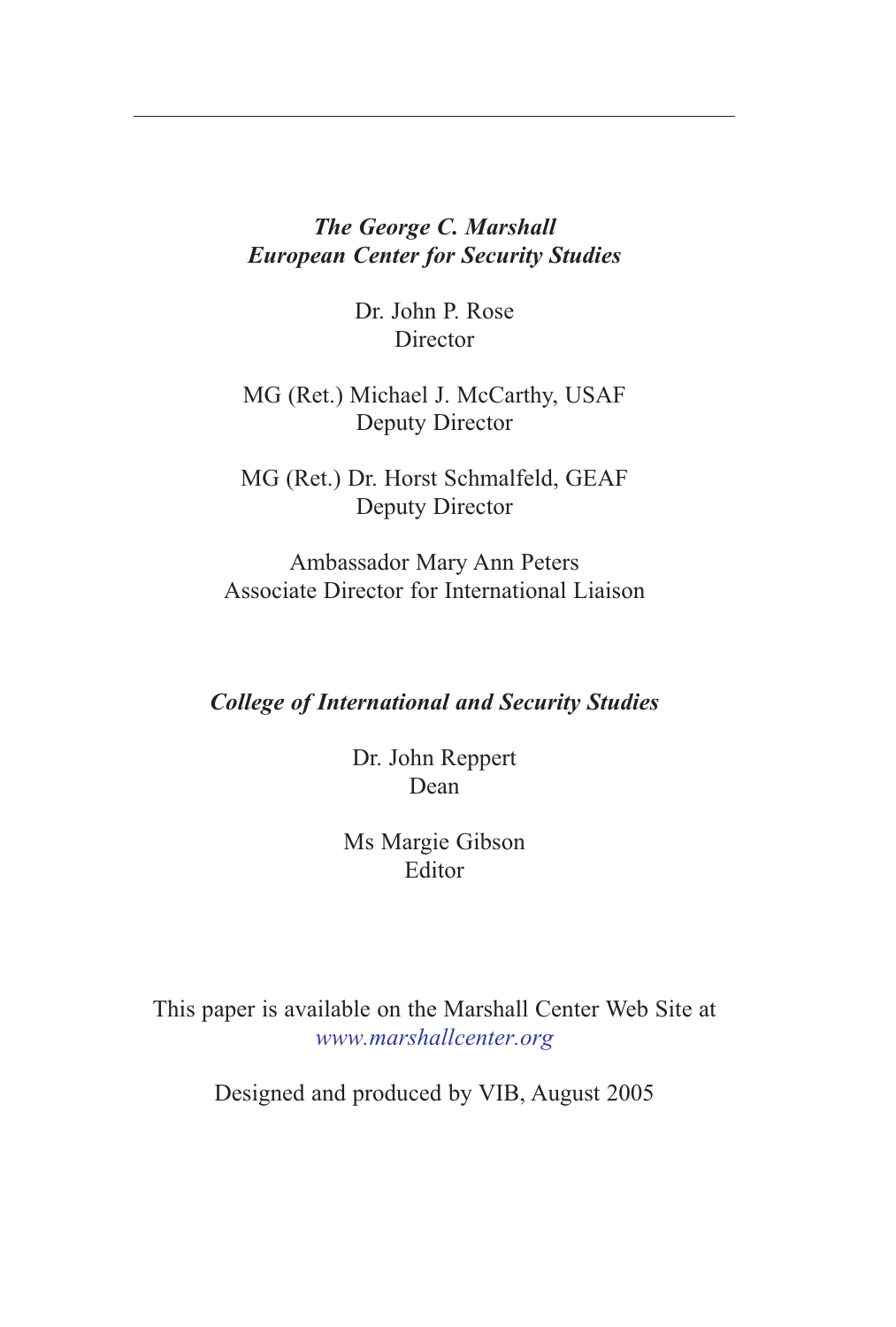***The George C. Marshall***
***European Center for Security Studies***

Dr. John P. Rose
Director

MG (Ret.) Michael J. McCarthy, USAF
Deputy Director

MG (Ret.) Dr. Horst Schmalfeld, GEAF
Deputy Director

Ambassador Mary Ann Peters
Associate Director for International Liaison

***College of International and Security Studies***

Dr. John Reppert
Dean

Ms Margie Gibson
Editor

This paper is available on the Marshall Center Web Site at
*www.marshallcenter.org*

Designed and produced by VIB, August 2005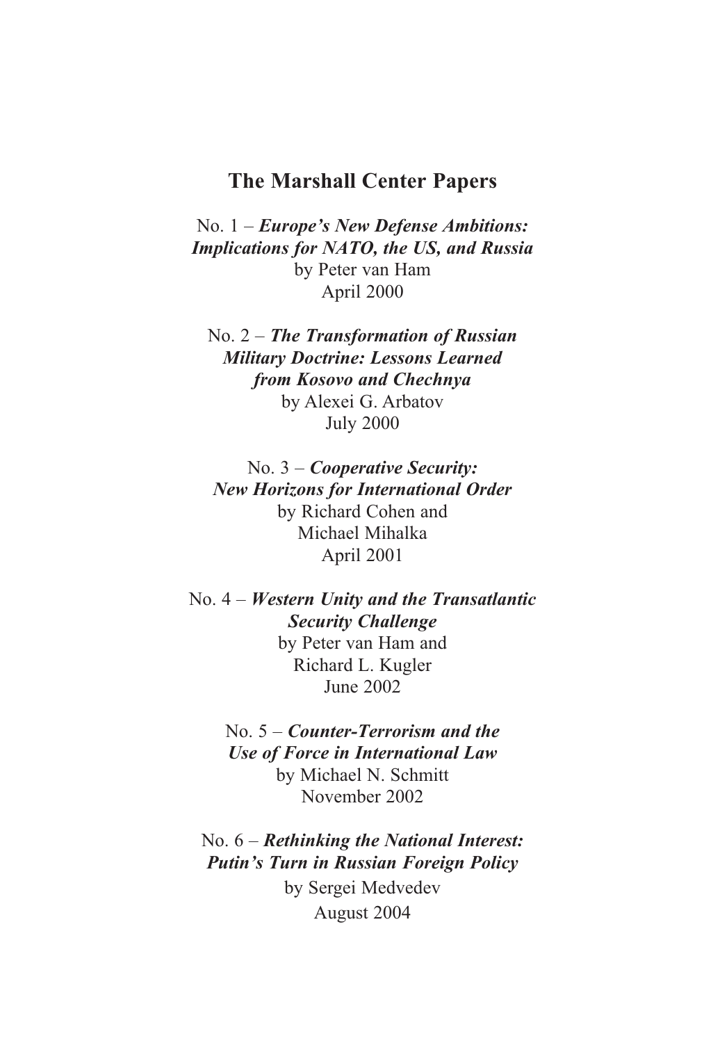# The Marshall Center Papers

No. 1 – ***Europe's New Defense Ambitions: Implications for NATO, the US, and Russia***
by Peter van Ham
April 2000

No. 2 – ***The Transformation of Russian Military Doctrine: Lessons Learned from Kosovo and Chechnya***
by Alexei G. Arbatov
July 2000

No. 3 – ***Cooperative Security: New Horizons for International Order***
by Richard Cohen and
Michael Mihalka
April 2001

No. 4 – ***Western Unity and the Transatlantic Security Challenge***
by Peter van Ham and
Richard L. Kugler
June 2002

No. 5 – ***Counter-Terrorism and the Use of Force in International Law***
by Michael N. Schmitt
November 2002

No. 6 – ***Rethinking the National Interest: Putin's Turn in Russian Foreign Policy***
by Sergei Medvedev
August 2004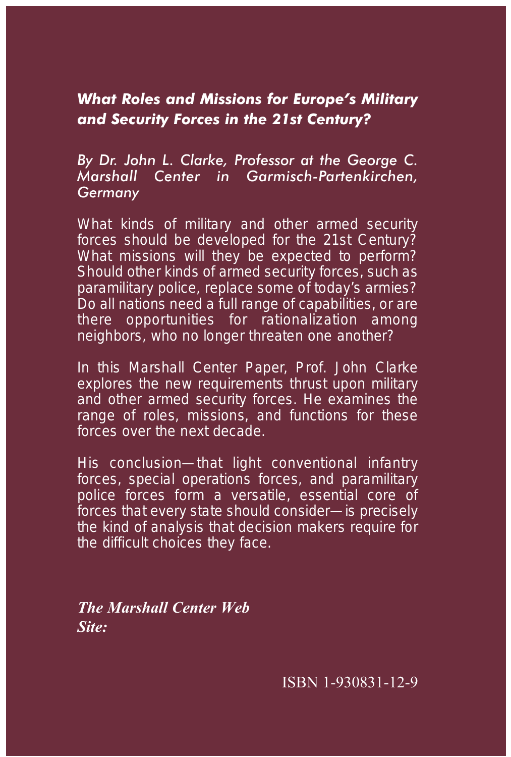## *What Roles and Missions for Europe's Military and Security Forces in the 21st Century?*

*By Dr. John L. Clarke, Professor at the George C. Marshall Center in Garmisch-Partenkirchen, Germany*

What kinds of military and other armed security forces should be developed for the 21st Century? What missions will they be expected to perform? Should other kinds of armed security forces, such as paramilitary police, replace some of today's armies? Do all nations need a full range of capabilities, or are there opportunities for rationalization among neighbors, who no longer threaten one another?

In this Marshall Center Paper, Prof. John Clarke explores the new requirements thrust upon military and other armed security forces. He examines the range of roles, missions, and functions for these forces over the next decade.

His conclusion—that light conventional infantry forces, special operations forces, and paramilitary police forces form a versatile, essential core of forces that every state should consider—is precisely the kind of analysis that decision makers require for the difficult choices they face.

***The Marshall Center Web Site:***

ISBN 1-930831-12-9